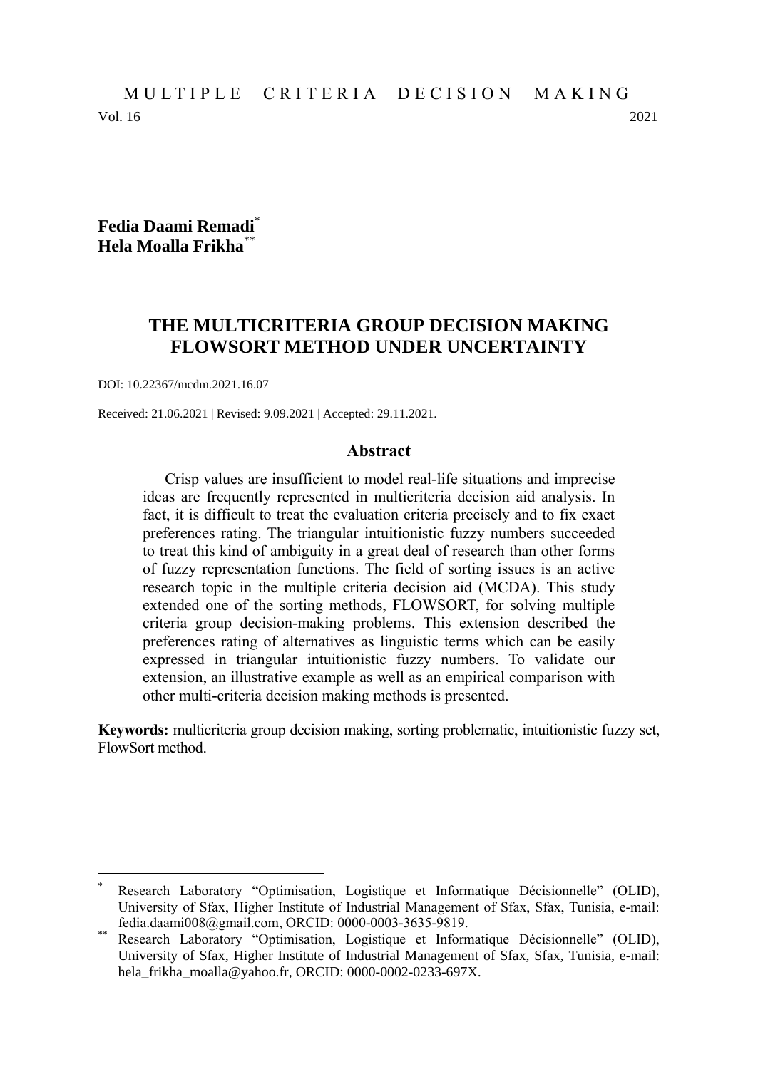Fedia Daami Remadi[*]
Hela Moalla Frikha[**]

# THE MULTICRITERIA GROUP DECISION MAKING FLOWSORT METHOD UNDER UNCERTAINTY

DOI: 10.22367/mcdm.2021.16.07

Received: 21.06.2021 | Revised: 9.09.2021 | Accepted: 29.11.2021.

## Abstract

Crisp values are insufficient to model real-life situations and imprecise ideas are frequently represented in multicriteria decision aid analysis. In fact, it is difficult to treat the evaluation criteria precisely and to fix exact preferences rating. The triangular intuitionistic fuzzy numbers succeeded to treat this kind of ambiguity in a great deal of research than other forms of fuzzy representation functions. The field of sorting issues is an active research topic in the multiple criteria decision aid (MCDA). This study extended one of the sorting methods, FLOWSORT, for solving multiple criteria group decision-making problems. This extension described the preferences rating of alternatives as linguistic terms which can be easily expressed in triangular intuitionistic fuzzy numbers. To validate our extension, an illustrative example as well as an empirical comparison with other multi-criteria decision making methods is presented.

**Keywords:** multicriteria group decision making, sorting problematic, intuitionistic fuzzy set, FlowSort method.

---

[*] Research Laboratory "Optimisation, Logistique et Informatique Décisionnelle" (OLID), University of Sfax, Higher Institute of Industrial Management of Sfax, Sfax, Tunisia, e-mail: fedia.daami008@gmail.com, ORCID: 0000-0003-3635-9819.

[**] Research Laboratory "Optimisation, Logistique et Informatique Décisionnelle" (OLID), University of Sfax, Higher Institute of Industrial Management of Sfax, Sfax, Tunisia, e-mail: hela_frikha_moalla@yahoo.fr, ORCID: 0000-0002-0233-697X.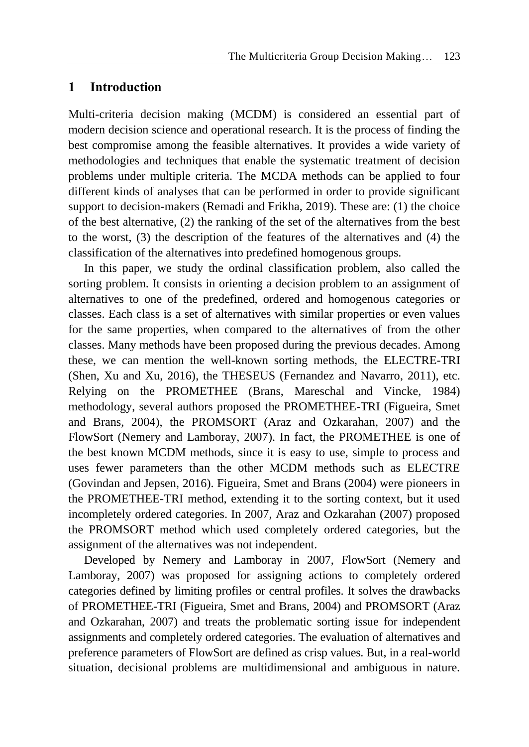## 1 Introduction

Multi-criteria decision making (MCDM) is considered an essential part of modern decision science and operational research. It is the process of finding the best compromise among the feasible alternatives. It provides a wide variety of methodologies and techniques that enable the systematic treatment of decision problems under multiple criteria. The MCDA methods can be applied to four different kinds of analyses that can be performed in order to provide significant support to decision-makers (Remadi and Frikha, 2019). These are: (1) the choice of the best alternative, (2) the ranking of the set of the alternatives from the best to the worst, (3) the description of the features of the alternatives and (4) the classification of the alternatives into predefined homogenous groups.

In this paper, we study the ordinal classification problem, also called the sorting problem. It consists in orienting a decision problem to an assignment of alternatives to one of the predefined, ordered and homogenous categories or classes. Each class is a set of alternatives with similar properties or even values for the same properties, when compared to the alternatives of from the other classes. Many methods have been proposed during the previous decades. Among these, we can mention the well-known sorting methods, the ELECTRE-TRI (Shen, Xu and Xu, 2016), the THESEUS (Fernandez and Navarro, 2011), etc. Relying on the PROMETHEE (Brans, Mareschal and Vincke, 1984) methodology, several authors proposed the PROMETHEE-TRI (Figueira, Smet and Brans, 2004), the PROMSORT (Araz and Ozkarahan, 2007) and the FlowSort (Nemery and Lamboray, 2007). In fact, the PROMETHEE is one of the best known MCDM methods, since it is easy to use, simple to process and uses fewer parameters than the other MCDM methods such as ELECTRE (Govindan and Jepsen, 2016). Figueira, Smet and Brans (2004) were pioneers in the PROMETHEE-TRI method, extending it to the sorting context, but it used incompletely ordered categories. In 2007, Araz and Ozkarahan (2007) proposed the PROMSORT method which used completely ordered categories, but the assignment of the alternatives was not independent.

Developed by Nemery and Lamboray in 2007, FlowSort (Nemery and Lamboray, 2007) was proposed for assigning actions to completely ordered categories defined by limiting profiles or central profiles. It solves the drawbacks of PROMETHEE-TRI (Figueira, Smet and Brans, 2004) and PROMSORT (Araz and Ozkarahan, 2007) and treats the problematic sorting issue for independent assignments and completely ordered categories. The evaluation of alternatives and preference parameters of FlowSort are defined as crisp values. But, in a real-world situation, decisional problems are multidimensional and ambiguous in nature.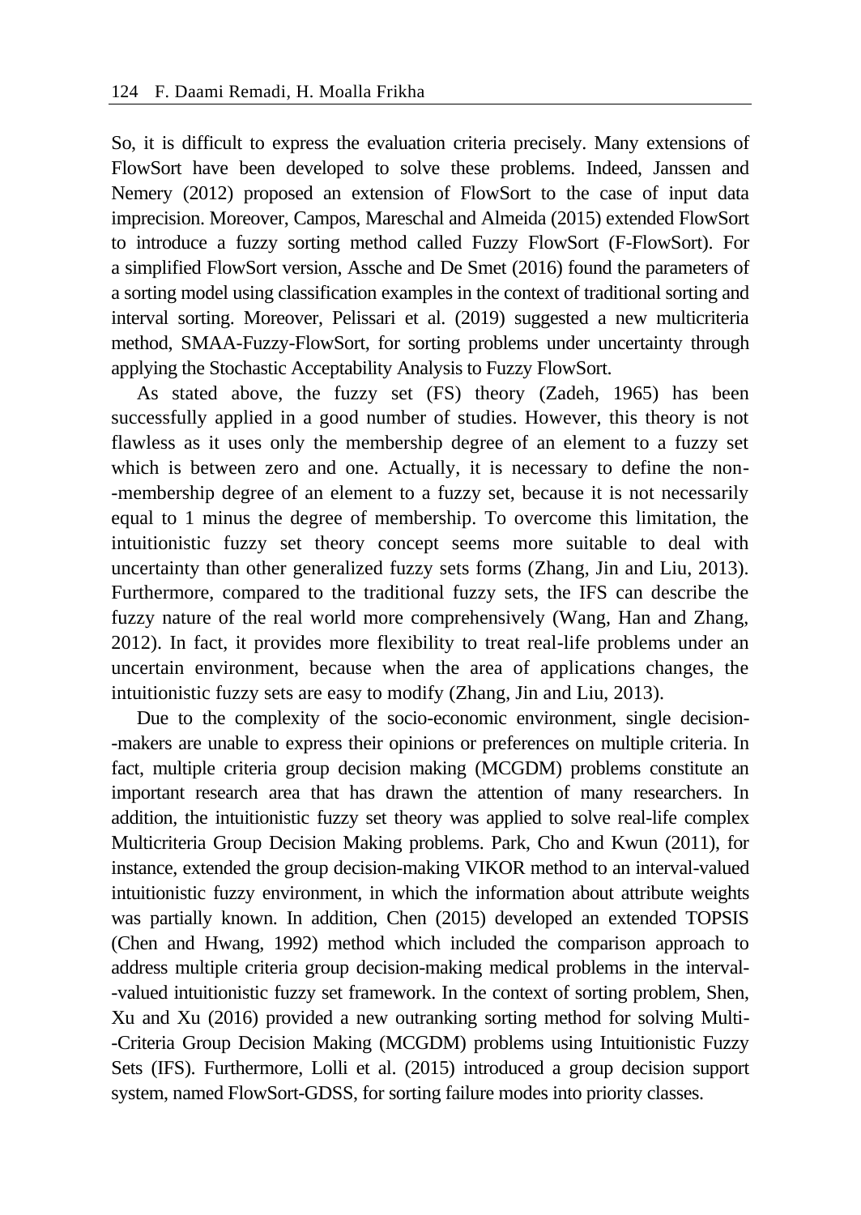So, it is difficult to express the evaluation criteria precisely. Many extensions of FlowSort have been developed to solve these problems. Indeed, Janssen and Nemery (2012) proposed an extension of FlowSort to the case of input data imprecision. Moreover, Campos, Mareschal and Almeida (2015) extended FlowSort to introduce a fuzzy sorting method called Fuzzy FlowSort (F-FlowSort). For a simplified FlowSort version, Assche and De Smet (2016) found the parameters of a sorting model using classification examples in the context of traditional sorting and interval sorting. Moreover, Pelissari et al. (2019) suggested a new multicriteria method, SMAA-Fuzzy-FlowSort, for sorting problems under uncertainty through applying the Stochastic Acceptability Analysis to Fuzzy FlowSort.

As stated above, the fuzzy set (FS) theory (Zadeh, 1965) has been successfully applied in a good number of studies. However, this theory is not flawless as it uses only the membership degree of an element to a fuzzy set which is between zero and one. Actually, it is necessary to define the non-membership degree of an element to a fuzzy set, because it is not necessarily equal to 1 minus the degree of membership. To overcome this limitation, the intuitionistic fuzzy set theory concept seems more suitable to deal with uncertainty than other generalized fuzzy sets forms (Zhang, Jin and Liu, 2013). Furthermore, compared to the traditional fuzzy sets, the IFS can describe the fuzzy nature of the real world more comprehensively (Wang, Han and Zhang, 2012). In fact, it provides more flexibility to treat real-life problems under an uncertain environment, because when the area of applications changes, the intuitionistic fuzzy sets are easy to modify (Zhang, Jin and Liu, 2013).

Due to the complexity of the socio-economic environment, single decision-makers are unable to express their opinions or preferences on multiple criteria. In fact, multiple criteria group decision making (MCGDM) problems constitute an important research area that has drawn the attention of many researchers. In addition, the intuitionistic fuzzy set theory was applied to solve real-life complex Multicriteria Group Decision Making problems. Park, Cho and Kwun (2011), for instance, extended the group decision-making VIKOR method to an interval-valued intuitionistic fuzzy environment, in which the information about attribute weights was partially known. In addition, Chen (2015) developed an extended TOPSIS (Chen and Hwang, 1992) method which included the comparison approach to address multiple criteria group decision-making medical problems in the interval-valued intuitionistic fuzzy set framework. In the context of sorting problem, Shen, Xu and Xu (2016) provided a new outranking sorting method for solving Multi-Criteria Group Decision Making (MCGDM) problems using Intuitionistic Fuzzy Sets (IFS). Furthermore, Lolli et al. (2015) introduced a group decision support system, named FlowSort-GDSS, for sorting failure modes into priority classes.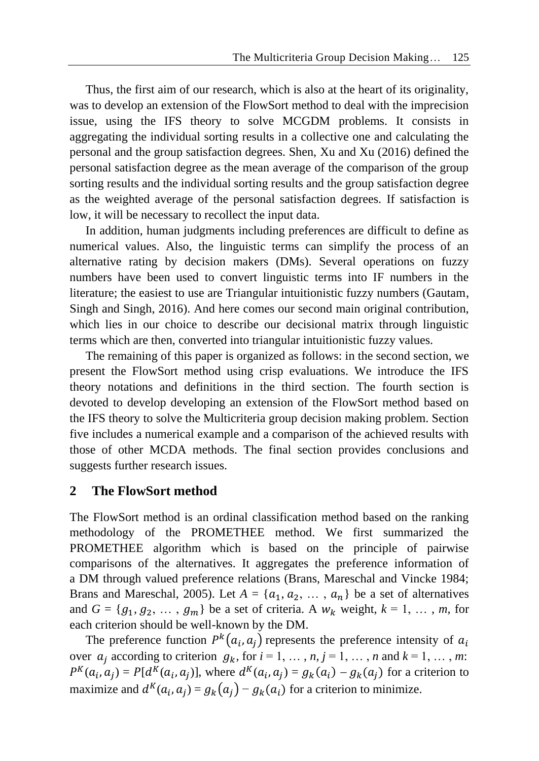Thus, the first aim of our research, which is also at the heart of its originality, was to develop an extension of the FlowSort method to deal with the imprecision issue, using the IFS theory to solve MCGDM problems. It consists in aggregating the individual sorting results in a collective one and calculating the personal and the group satisfaction degrees. Shen, Xu and Xu (2016) defined the personal satisfaction degree as the mean average of the comparison of the group sorting results and the individual sorting results and the group satisfaction degree as the weighted average of the personal satisfaction degrees. If satisfaction is low, it will be necessary to recollect the input data.

In addition, human judgments including preferences are difficult to define as numerical values. Also, the linguistic terms can simplify the process of an alternative rating by decision makers (DMs). Several operations on fuzzy numbers have been used to convert linguistic terms into IF numbers in the literature; the easiest to use are Triangular intuitionistic fuzzy numbers (Gautam, Singh and Singh, 2016). And here comes our second main original contribution, which lies in our choice to describe our decisional matrix through linguistic terms which are then, converted into triangular intuitionistic fuzzy values.

The remaining of this paper is organized as follows: in the second section, we present the FlowSort method using crisp evaluations. We introduce the IFS theory notations and definitions in the third section. The fourth section is devoted to develop developing an extension of the FlowSort method based on the IFS theory to solve the Multicriteria group decision making problem. Section five includes a numerical example and a comparison of the achieved results with those of other MCDA methods. The final section provides conclusions and suggests further research issues.

## 2 The FlowSort method

The FlowSort method is an ordinal classification method based on the ranking methodology of the PROMETHEE method. We first summarized the PROMETHEE algorithm which is based on the principle of pairwise comparisons of the alternatives. It aggregates the preference information of a DM through valued preference relations (Brans, Mareschal and Vincke 1984; Brans and Mareschal, 2005). Let $A = \{a_1, a_2, \dots, a_n\}$ be a set of alternatives and $G = \{g_1, g_2, \dots, g_m\}$ be a set of criteria. A $w_k$ weight, $k = 1, \dots, m$, for each criterion should be well-known by the DM.

The preference function $P^k(a_i, a_j)$ represents the preference intensity of $a_i$ over $a_j$ according to criterion $g_k$, for $i = 1, \dots, n$, $j = 1, \dots, n$ and $k = 1, \dots, m$: $P^K(a_i, a_j) = P[d^K(a_i, a_j)]$, where $d^K(a_i, a_j) = g_k(a_i) - g_k(a_j)$ for a criterion to maximize and $d^K(a_i, a_j) = g_k(a_j) - g_k(a_i)$ for a criterion to minimize.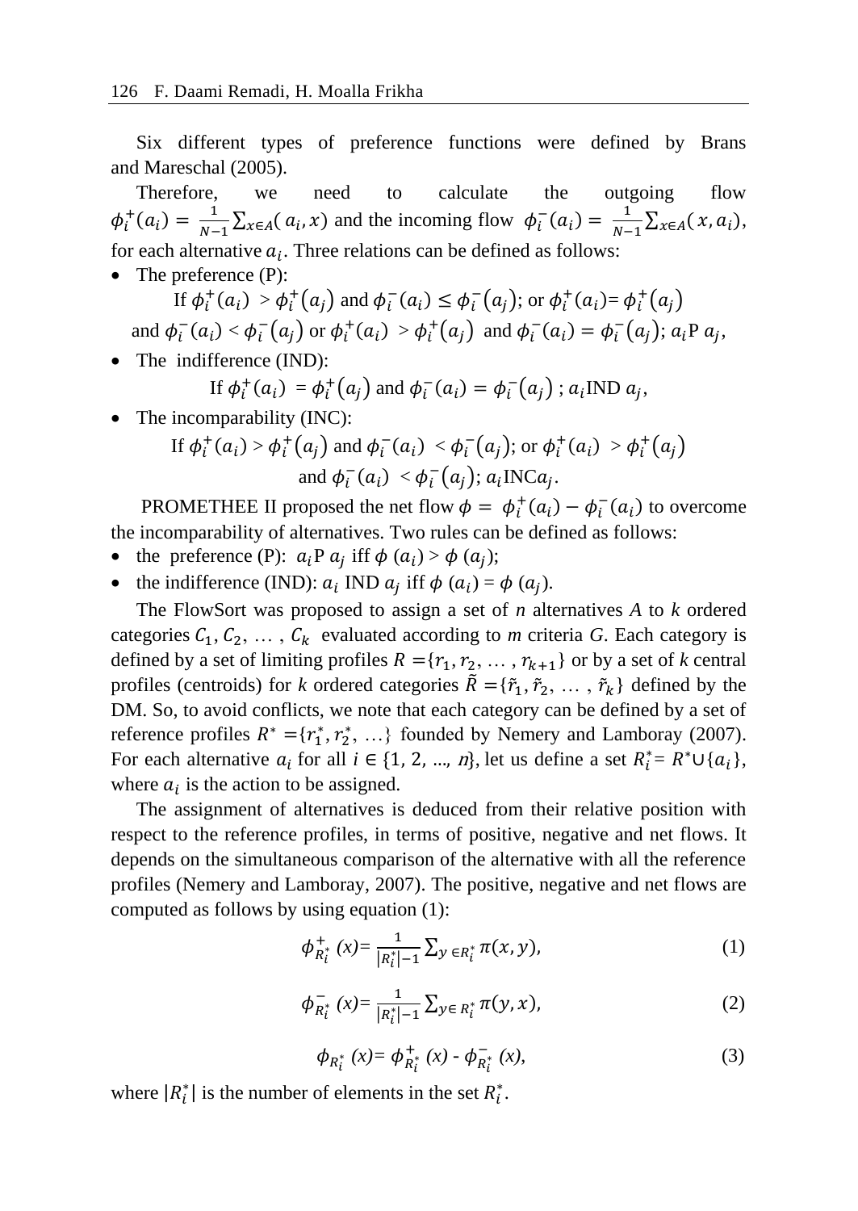Six different types of preference functions were defined by Brans and Mareschal (2005).

Therefore, we need to calculate the outgoing flow $\phi_i^+(a_i) = \frac{1}{N-1}\sum_{x \in A}(a_i, x)$ and the incoming flow $\phi_i^-(a_i) = \frac{1}{N-1}\sum_{x \in A}(x, a_i)$, for each alternative $a_i$. Three relations can be defined as follows:

- The preference (P):

  If $\phi_i^+(a_i) > \phi_i^+(a_j)$ and $\phi_i^-(a_i) \leq \phi_i^-(a_j)$; or $\phi_i^+(a_i) = \phi_i^+(a_j)$ and $\phi_i^-(a_i) < \phi_i^-(a_j)$ or $\phi_i^+(a_i) > \phi_i^+(a_j)$ and $\phi_i^-(a_i) = \phi_i^-(a_j)$; $a_i$P $a_j$,

- The indifference (IND):

  If $\phi_i^+(a_i) = \phi_i^+(a_j)$ and $\phi_i^-(a_i) = \phi_i^-(a_j)$ ; $a_i$IND $a_j$,

- The incomparability (INC):

  If $\phi_i^+(a_i) > \phi_i^+(a_j)$ and $\phi_i^-(a_i) < \phi_i^-(a_j)$; or $\phi_i^+(a_i) > \phi_i^+(a_j)$ and $\phi_i^-(a_i) < \phi_i^-(a_j)$; $a_i$INC$a_j$.

PROMETHEE II proposed the net flow $\phi = \phi_i^+(a_i) - \phi_i^-(a_i)$ to overcome the incomparability of alternatives. Two rules can be defined as follows:

- the preference (P): $a_i$P $a_j$ iff $\phi(a_i) > \phi(a_j)$;
- the indifference (IND): $a_i$ IND $a_j$ iff $\phi(a_i) = \phi(a_j)$.

The FlowSort was proposed to assign a set of *n* alternatives *A* to *k* ordered categories $C_1, C_2, \ldots, C_k$ evaluated according to *m* criteria *G*. Each category is defined by a set of limiting profiles $R = \{r_1, r_2, \ldots, r_{k+1}\}$ or by a set of *k* central profiles (centroids) for *k* ordered categories $\tilde{R} = \{\tilde{r}_1, \tilde{r}_2, \ldots, \tilde{r}_k\}$ defined by the DM. So, to avoid conflicts, we note that each category can be defined by a set of reference profiles $R^* = \{r_1^*, r_2^*, \ldots\}$ founded by Nemery and Lamboray (2007). For each alternative $a_i$ for all $i \in \{1, 2, \ldots, n\}$, let us define a set $R_i^* = R^* \cup \{a_i\}$, where $a_i$ is the action to be assigned.

The assignment of alternatives is deduced from their relative position with respect to the reference profiles, in terms of positive, negative and net flows. It depends on the simultaneous comparison of the alternative with all the reference profiles (Nemery and Lamboray, 2007). The positive, negative and net flows are computed as follows by using equation (1):

$$\phi_{R_i^*}^+(x) = \frac{1}{|R_i^*|-1}\sum_{y \in R_i^*} \pi(x, y), \tag{1}$$

$$\phi_{R_i^*}^-(x) = \frac{1}{|R_i^*|-1}\sum_{y \in R_i^*} \pi(y, x), \tag{2}$$

$$\phi_{R_i^*}(x) = \phi_{R_i^*}^+(x) - \phi_{R_i^*}^-(x), \tag{3}$$

where $|R_i^*|$ is the number of elements in the set $R_i^*$.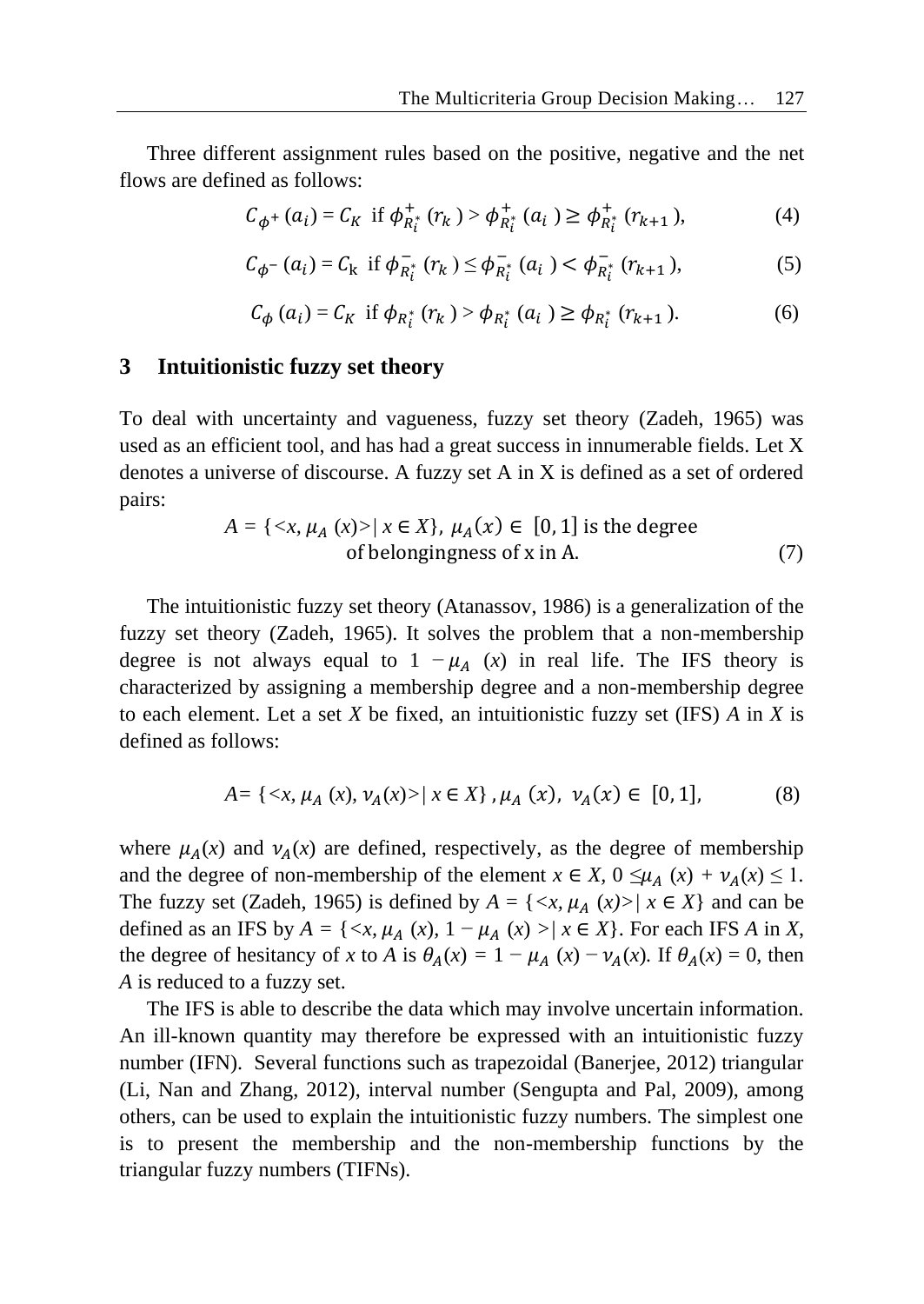Three different assignment rules based on the positive, negative and the net flows are defined as follows:

$$C_{\phi^+}(a_i) = C_K \text{ if } \phi^+_{R_i^*}(r_k) > \phi^+_{R_i^*}(a_i) \geq \phi^+_{R_i^*}(r_{k+1}), \tag{4}$$

$$C_{\phi^-}(a_i) = C_k \text{ if } \phi^-_{R_i^*}(r_k) \leq \phi^-_{R_i^*}(a_i) < \phi^-_{R_i^*}(r_{k+1}), \tag{5}$$

$$C_{\phi}(a_i) = C_K \text{ if } \phi_{R_i^*}(r_k) > \phi_{R_i^*}(a_i) \geq \phi_{R_i^*}(r_{k+1}). \tag{6}$$

## 3 Intuitionistic fuzzy set theory

To deal with uncertainty and vagueness, fuzzy set theory (Zadeh, 1965) was used as an efficient tool, and has had a great success in innumerable fields. Let X denotes a universe of discourse. A fuzzy set A in X is defined as a set of ordered pairs:

$$A = \{<x, \mu_A(x)> | \; x \in X\}, \; \mu_A(x) \in [0, 1] \text{ is the degree of belongingness of x in A.} \tag{7}$$

The intuitionistic fuzzy set theory (Atanassov, 1986) is a generalization of the fuzzy set theory (Zadeh, 1965). It solves the problem that a non-membership degree is not always equal to $1 - \mu_A(x)$ in real life. The IFS theory is characterized by assigning a membership degree and a non-membership degree to each element. Let a set *X* be fixed, an intuitionistic fuzzy set (IFS) *A* in *X* is defined as follows:

$$A = \{<x, \mu_A(x), \nu_A(x)> | \; x \in X\}, \mu_A(x), \; \nu_A(x) \in [0, 1], \tag{8}$$

where $\mu_A(x)$ and $\nu_A(x)$ are defined, respectively, as the degree of membership and the degree of non-membership of the element $x \in X$, $0 \leq \mu_A(x) + \nu_A(x) \leq 1$. The fuzzy set (Zadeh, 1965) is defined by $A = \{<x, \mu_A(x)> | \; x \in X\}$ and can be defined as an IFS by $A = \{<x, \mu_A(x), 1 - \mu_A(x)> | \; x \in X\}$. For each IFS *A* in *X*, the degree of hesitancy of *x* to *A* is $\theta_A(x) = 1 - \mu_A(x) - \nu_A(x)$. If $\theta_A(x) = 0$, then *A* is reduced to a fuzzy set.

The IFS is able to describe the data which may involve uncertain information. An ill-known quantity may therefore be expressed with an intuitionistic fuzzy number (IFN). Several functions such as trapezoidal (Banerjee, 2012) triangular (Li, Nan and Zhang, 2012), interval number (Sengupta and Pal, 2009), among others, can be used to explain the intuitionistic fuzzy numbers. The simplest one is to present the membership and the non-membership functions by the triangular fuzzy numbers (TIFNs).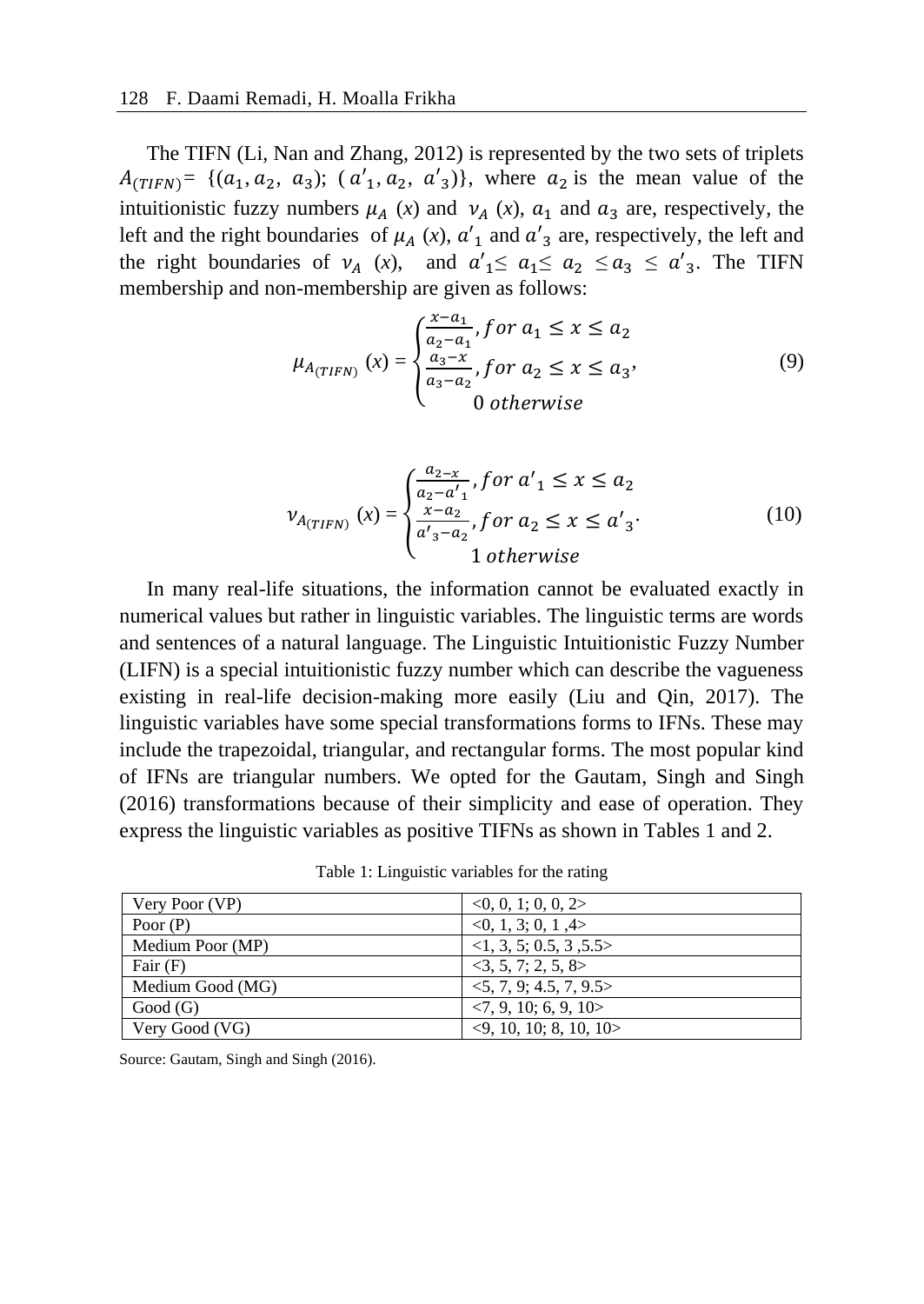The TIFN (Li, Nan and Zhang, 2012) is represented by the two sets of triplets $A_{(TIFN)} = \{(a_1, a_2, a_3); (a'_1, a_2, a'_3)\}$, where $a_2$ is the mean value of the intuitionistic fuzzy numbers $\mu_A$ (*x*) and $\nu_A$ (*x*), $a_1$ and $a_3$ are, respectively, the left and the right boundaries of $\mu_A$ (*x*), $a'_1$ and $a'_3$ are, respectively, the left and the right boundaries of $\nu_A$ (*x*), and $a'_1 \leq a_1 \leq a_2 \leq a_3 \leq a'_3$. The TIFN membership and non-membership are given as follows:

$$\mu_{A_{(TIFN)}}(x) = \begin{cases} \frac{x-a_1}{a_2-a_1}, for\ a_1 \leq x \leq a_2 \\ \frac{a_3-x}{a_3-a_2}, for\ a_2 \leq x \leq a_3, \\ 0\ otherwise \end{cases} \tag{9}$$

$$\nu_{A_{(TIFN)}}(x) = \begin{cases} \frac{a_2-x}{a_2-a'_1}, for\ a'_1 \leq x \leq a_2 \\ \frac{x-a_2}{a'_3-a_2}, for\ a_2 \leq x \leq a'_3. \\ 1\ otherwise \end{cases} \tag{10}$$

In many real-life situations, the information cannot be evaluated exactly in numerical values but rather in linguistic variables. The linguistic terms are words and sentences of a natural language. The Linguistic Intuitionistic Fuzzy Number (LIFN) is a special intuitionistic fuzzy number which can describe the vagueness existing in real-life decision-making more easily (Liu and Qin, 2017). The linguistic variables have some special transformations forms to IFNs. These may include the trapezoidal, triangular, and rectangular forms. The most popular kind of IFNs are triangular numbers. We opted for the Gautam, Singh and Singh (2016) transformations because of their simplicity and ease of operation. They express the linguistic variables as positive TIFNs as shown in Tables 1 and 2.

Table 1: Linguistic variables for the rating

| | |
|---|---|
| Very Poor (VP) | <0, 0, 1; 0, 0, 2> |
| Poor (P) | <0, 1, 3; 0, 1 ,4> |
| Medium Poor (MP) | <1, 3, 5; 0.5, 3 ,5.5> |
| Fair (F) | <3, 5, 7; 2, 5, 8> |
| Medium Good (MG) | <5, 7, 9; 4.5, 7, 9.5> |
| Good (G) | <7, 9, 10; 6, 9, 10> |
| Very Good (VG) | <9, 10, 10; 8, 10, 10> |

Source: Gautam, Singh and Singh (2016).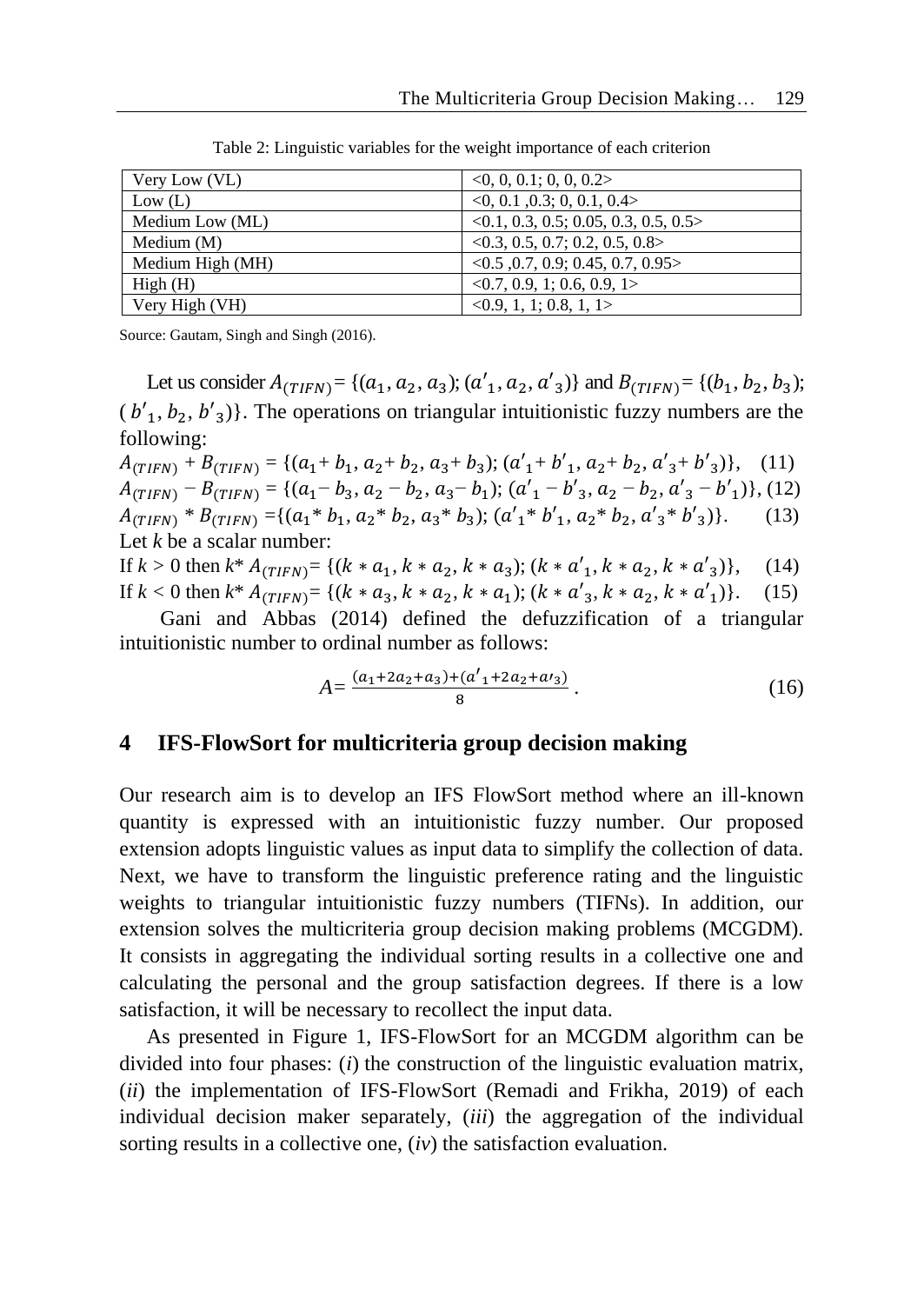Table 2: Linguistic variables for the weight importance of each criterion

| | |
|---|---|
| Very Low (VL) | <0, 0, 0.1; 0, 0, 0.2> |
| Low (L) | <0, 0.1 ,0.3; 0, 0.1, 0.4> |
| Medium Low (ML) | <0.1, 0.3, 0.5; 0.05, 0.3, 0.5, 0.5> |
| Medium (M) | <0.3, 0.5, 0.7; 0.2, 0.5, 0.8> |
| Medium High (MH) | <0.5 ,0.7, 0.9; 0.45, 0.7, 0.95> |
| High (H) | <0.7, 0.9, 1; 0.6, 0.9, 1> |
| Very High (VH) | <0.9, 1, 1; 0.8, 1, 1> |

Source: Gautam, Singh and Singh (2016).

Let us consider $A_{(TIFN)} = \{(a_1, a_2, a_3); (a'_1, a_2, a'_3)\}$ and $B_{(TIFN)} = \{(b_1, b_2, b_3); (b'_1, b_2, b'_3)\}$. The operations on triangular intuitionistic fuzzy numbers are the following:

$$A_{(TIFN)} + B_{(TIFN)} = \{(a_1 + b_1, a_2 + b_2, a_3 + b_3); (a'_1 + b'_1, a_2 + b_2, a'_3 + b'_3)\}, \quad (11)$$

$$A_{(TIFN)} - B_{(TIFN)} = \{(a_1 - b_3, a_2 - b_2, a_3 - b_1); (a'_1 - b'_3, a_2 - b_2, a'_3 - b'_1)\}, \quad (12)$$

$$A_{(TIFN)} * B_{(TIFN)} = \{(a_1 * b_1, a_2 * b_2, a_3 * b_3); (a'_1 * b'_1, a_2 * b_2, a'_3 * b'_3)\}. \quad (13)$$

Let $k$ be a scalar number:

If $k > 0$ then $k * A_{(TIFN)} = \{(k * a_1, k * a_2, k * a_3); (k * a'_1, k * a_2, k * a'_3)\}$, (14)

If $k < 0$ then $k * A_{(TIFN)} = \{(k * a_3, k * a_2, k * a_1); (k * a'_3, k * a_2, k * a'_1)\}$. (15)

Gani and Abbas (2014) defined the defuzzification of a triangular intuitionistic number to ordinal number as follows:

$$A = \frac{(a_1 + 2a_2 + a_3) + (a'_1 + 2a_2 + a'_3)}{8}. \quad (16)$$

## 4 IFS-FlowSort for multicriteria group decision making

Our research aim is to develop an IFS FlowSort method where an ill-known quantity is expressed with an intuitionistic fuzzy number. Our proposed extension adopts linguistic values as input data to simplify the collection of data. Next, we have to transform the linguistic preference rating and the linguistic weights to triangular intuitionistic fuzzy numbers (TIFNs). In addition, our extension solves the multicriteria group decision making problems (MCGDM). It consists in aggregating the individual sorting results in a collective one and calculating the personal and the group satisfaction degrees. If there is a low satisfaction, it will be necessary to recollect the input data.

As presented in Figure 1, IFS-FlowSort for an MCGDM algorithm can be divided into four phases: (*i*) the construction of the linguistic evaluation matrix, (*ii*) the implementation of IFS-FlowSort (Remadi and Frikha, 2019) of each individual decision maker separately, (*iii*) the aggregation of the individual sorting results in a collective one, (*iv*) the satisfaction evaluation.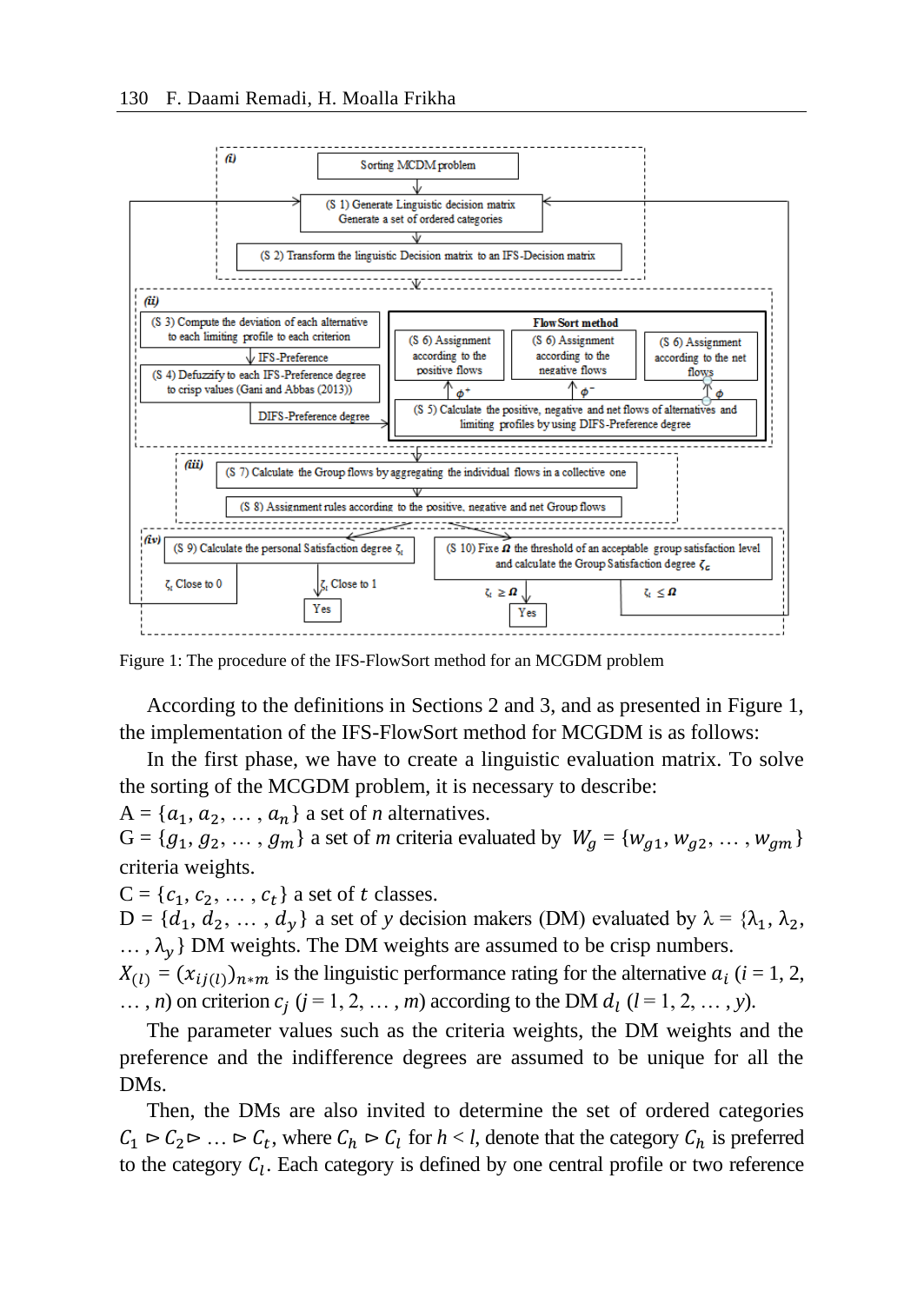Figure 1: The procedure of the IFS-FlowSort method for an MCGDM problem

According to the definitions in Sections 2 and 3, and as presented in Figure 1, the implementation of the IFS-FlowSort method for MCGDM is as follows:

In the first phase, we have to create a linguistic evaluation matrix. To solve the sorting of the MCGDM problem, it is necessary to describe:

A = $\{a_1, a_2, \dots, a_n\}$ a set of $n$ alternatives.

G = $\{g_1, g_2, \dots, g_m\}$ a set of $m$ criteria evaluated by $W_g = \{w_{g1}, w_{g2}, \dots, w_{gm}\}$ criteria weights.

C = $\{c_1, c_2, \dots, c_t\}$ a set of $t$ classes.

D = $\{d_1, d_2, \dots, d_y\}$ a set of $y$ decision makers (DM) evaluated by $\lambda = \{\lambda_1, \lambda_2, \dots, \lambda_y\}$ DM weights. The DM weights are assumed to be crisp numbers.

$X_{(l)} = (x_{ij(l)})_{n*m}$ is the linguistic performance rating for the alternative $a_i$ ($i = 1, 2, \dots, n$) on criterion $c_j$ ($j = 1, 2, \dots, m$) according to the DM $d_l$ ($l = 1, 2, \dots, y$).

The parameter values such as the criteria weights, the DM weights and the preference and the indifference degrees are assumed to be unique for all the DMs.

Then, the DMs are also invited to determine the set of ordered categories $C_1 \rhd C_2 \rhd \dots \rhd C_t$, where $C_h \rhd C_l$ for $h < l$, denote that the category $C_h$ is preferred to the category $C_l$. Each category is defined by one central profile or two reference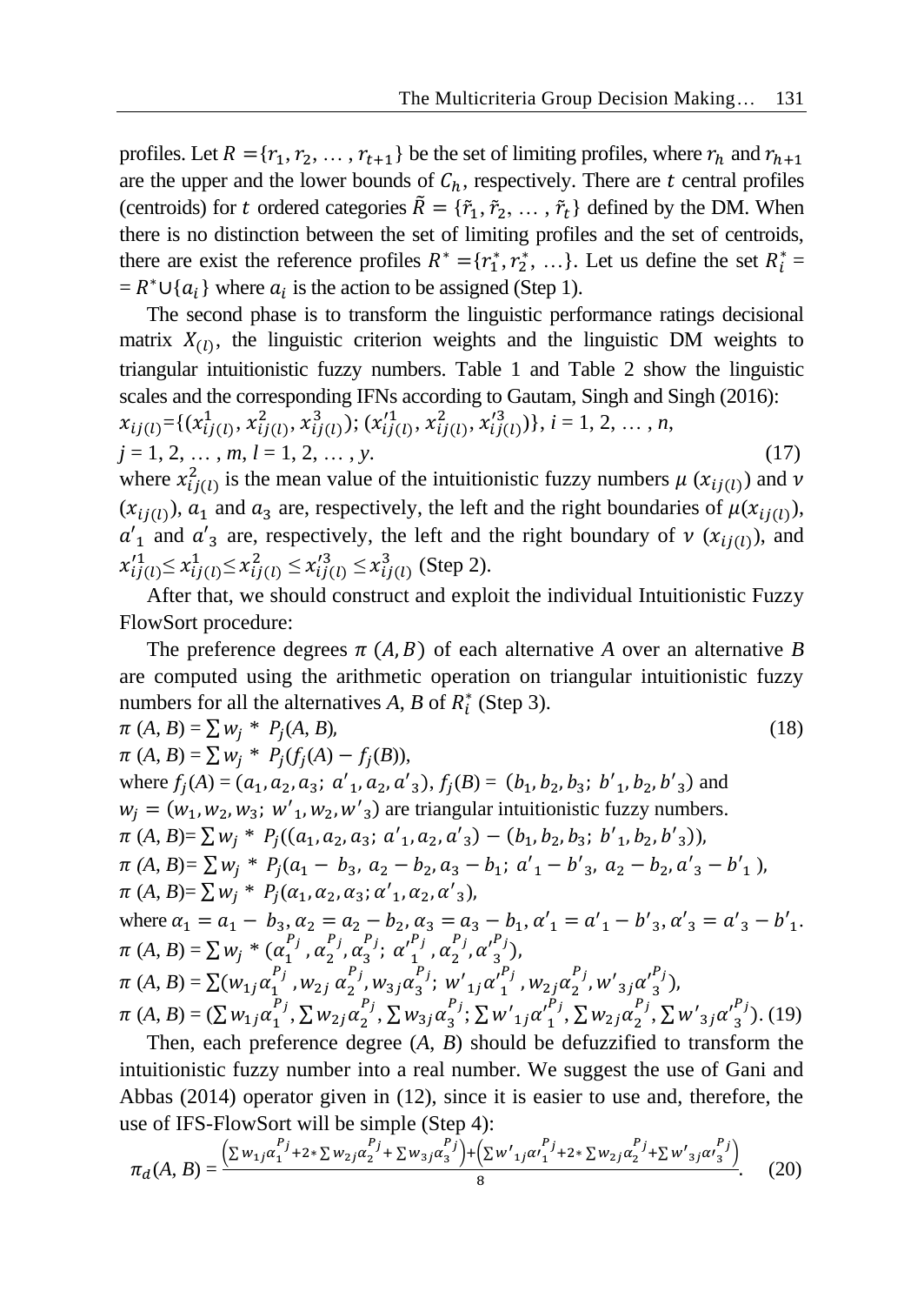profiles. Let $R = \{r_1, r_2, \dots, r_{t+1}\}$ be the set of limiting profiles, where $r_h$ and $r_{h+1}$ are the upper and the lower bounds of $C_h$, respectively. There are $t$ central profiles (centroids) for $t$ ordered categories $\tilde{R} = \{\tilde{r}_1, \tilde{r}_2, \dots, \tilde{r}_t\}$ defined by the DM. When there is no distinction between the set of limiting profiles and the set of centroids, there are exist the reference profiles $R^* = \{r_1^*, r_2^*, \dots\}$. Let us define the set $R_i^* = R^* \cup \{a_i\}$ where $a_i$ is the action to be assigned (Step 1).

The second phase is to transform the linguistic performance ratings decisional matrix $X_{(l)}$, the linguistic criterion weights and the linguistic DM weights to triangular intuitionistic fuzzy numbers. Table 1 and Table 2 show the linguistic scales and the corresponding IFNs according to Gautam, Singh and Singh (2016):

$$x_{ij(l)} = \{(x_{ij(l)}^1, x_{ij(l)}^2, x_{ij(l)}^3); (x_{ij(l)}'^1, x_{ij(l)}^2, x_{ij(l)}'^3)\},\ i = 1, 2, \dots, n,\ j = 1, 2, \dots, m,\ l = 1, 2, \dots, y. \quad (17)$$

where $x_{ij(l)}^2$ is the mean value of the intuitionistic fuzzy numbers $\mu(x_{ij(l)})$ and $\nu(x_{ij(l)})$, $a_1$ and $a_3$ are, respectively, the left and the right boundaries of $\mu(x_{ij(l)})$, $a'_1$ and $a'_3$ are, respectively, the left and the right boundary of $\nu(x_{ij(l)})$, and $x_{ij(l)}'^1 \le x_{ij(l)}^1 \le x_{ij(l)}^2 \le x_{ij(l)}'^3 \le x_{ij(l)}^3$ (Step 2).

After that, we should construct and exploit the individual Intuitionistic Fuzzy FlowSort procedure:

The preference degrees $\pi(A, B)$ of each alternative $A$ over an alternative $B$ are computed using the arithmetic operation on triangular intuitionistic fuzzy numbers for all the alternatives $A$, $B$ of $R_i^*$ (Step 3).

$$\pi(A, B) = \sum w_j * P_j(A, B), \quad (18)$$

$$\pi(A, B) = \sum w_j * P_j(f_j(A) - f_j(B)),$$

where $f_j(A) = (a_1, a_2, a_3;\ a'_1, a_2, a'_3)$, $f_j(B) = (b_1, b_2, b_3;\ b'_1, b_2, b'_3)$ and $w_j = (w_1, w_2, w_3;\ w'_1, w_2, w'_3)$ are triangular intuitionistic fuzzy numbers.

$$\pi(A, B) = \sum w_j * P_j((a_1, a_2, a_3;\ a'_1, a_2, a'_3) - (b_1, b_2, b_3;\ b'_1, b_2, b'_3)),$$

$$\pi(A, B) = \sum w_j * P_j(a_1 - b_3,\ a_2 - b_2, a_3 - b_1;\ a'_1 - b'_3,\ a_2 - b_2, a'_3 - b'_1),$$

$$\pi(A, B) = \sum w_j * P_j(\alpha_1, \alpha_2, \alpha_3; \alpha'_1, \alpha_2, \alpha'_3),$$

where $\alpha_1 = a_1 - b_3, \alpha_2 = a_2 - b_2, \alpha_3 = a_3 - b_1, \alpha'_1 = a'_1 - b'_3, \alpha'_3 = a'_3 - b'_1$.

$$\pi(A, B) = \sum w_j * (\alpha_1^{P_j}, \alpha_2^{P_j}, \alpha_3^{P_j};\ \alpha_1'^{P_j}, \alpha_2^{P_j}, \alpha_3'^{P_j}),$$

$$\pi(A, B) = \sum (w_{1j}\alpha_1^{P_j}, w_{2j}\alpha_2^{P_j}, w_{3j}\alpha_3^{P_j};\ w'_{1j}\alpha_1'^{P_j}, w_{2j}\alpha_2^{P_j}, w'_{3j}\alpha_3'^{P_j}),$$

$$\pi(A, B) = (\sum w_{1j}\alpha_1^{P_j}, \sum w_{2j}\alpha_2^{P_j}, \sum w_{3j}\alpha_3^{P_j}; \sum w'_{1j}\alpha_1'^{P_j}, \sum w_{2j}\alpha_2^{P_j}, \sum w'_{3j}\alpha_3'^{P_j}). \quad (19)$$

Then, each preference degree $(A, B)$ should be defuzzified to transform the intuitionistic fuzzy number into a real number. We suggest the use of Gani and Abbas (2014) operator given in (12), since it is easier to use and, therefore, the use of IFS-FlowSort will be simple (Step 4):

$$\pi_d(A, B) = \frac{\left(\sum w_{1j}\alpha_1^{P_j} + 2 * \sum w_{2j}\alpha_2^{P_j} + \sum w_{3j}\alpha_3^{P_j}\right) + \left(\sum w'_{1j}\alpha_1'^{P_j} + 2 * \sum w_{2j}\alpha_2^{P_j} + \sum w'_{3j}\alpha_3'^{P_j}\right)}{8}. \quad (20)$$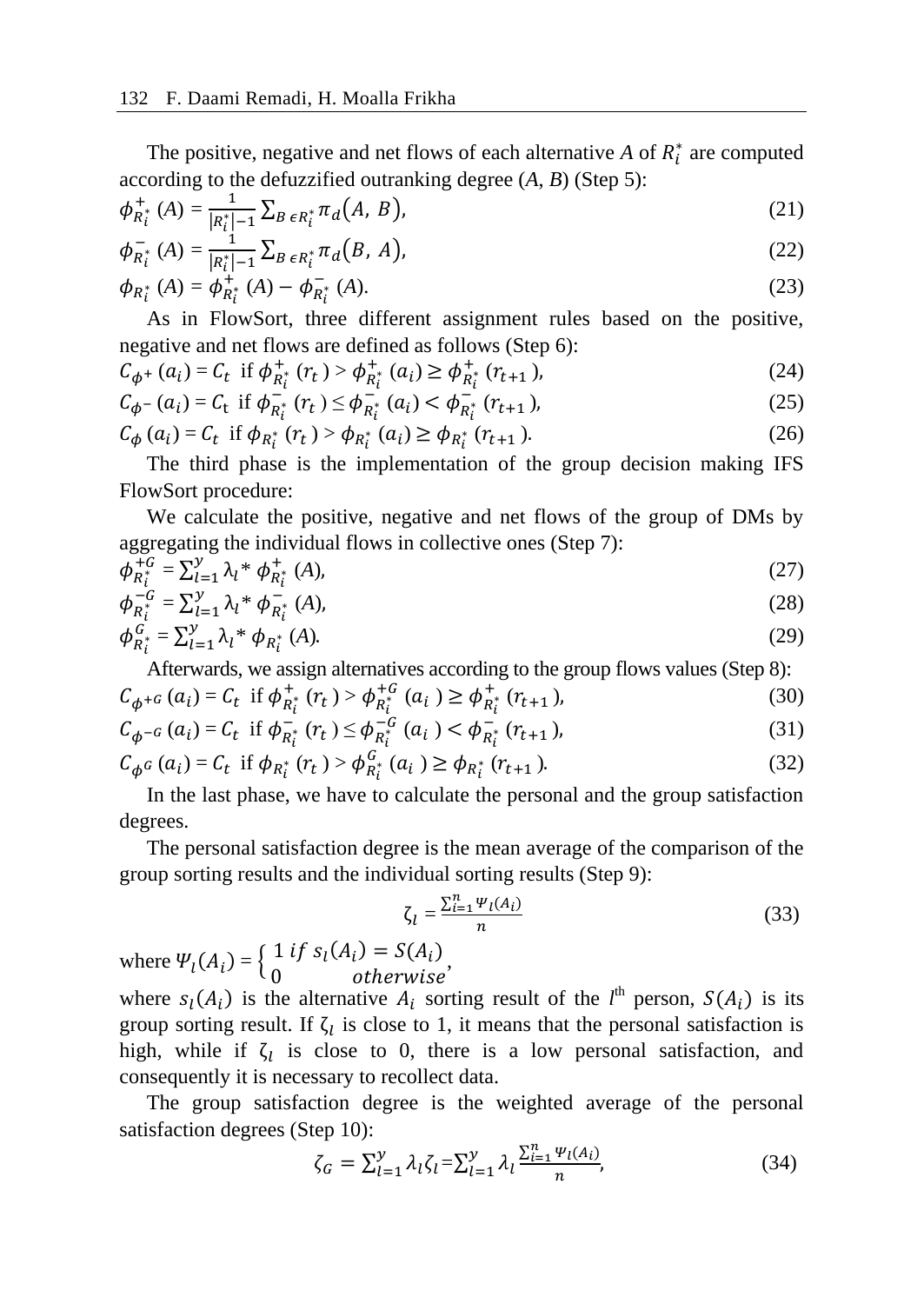The positive, negative and net flows of each alternative $A$ of $R_i^*$ are computed according to the defuzzified outranking degree ($A$, $B$) (Step 5):

$$\phi_{R_i^*}^{+}(A) = \frac{1}{|R_i^*|-1}\sum_{B\,\epsilon R_i^*}\pi_d(A,\,B), \tag{21}$$

$$\phi_{R_i^*}^{-}(A) = \frac{1}{|R_i^*|-1}\sum_{B\,\epsilon R_i^*}\pi_d(B,\,A), \tag{22}$$

$$\phi_{R_i^*}(A) = \phi_{R_i^*}^{+}(A) - \phi_{R_i^*}^{-}(A). \tag{23}$$

As in FlowSort, three different assignment rules based on the positive, negative and net flows are defined as follows (Step 6):

$$C_{\phi^{+}}(a_i) = C_t \text{ if } \phi_{R_i^*}^{+}(r_t) > \phi_{R_i^*}^{+}(a_i) \geq \phi_{R_i^*}^{+}(r_{t+1}), \tag{24}$$

$$C_{\phi^{-}}(a_i) = C_t \text{ if } \phi_{R_i^*}^{-}(r_t) \leq \phi_{R_i^*}^{-}(a_i) < \phi_{R_i^*}^{-}(r_{t+1}), \tag{25}$$

$$C_{\phi}(a_i) = C_t \text{ if } \phi_{R_i^*}(r_t) > \phi_{R_i^*}(a_i) \geq \phi_{R_i^*}(r_{t+1}). \tag{26}$$

The third phase is the implementation of the group decision making IFS FlowSort procedure:

We calculate the positive, negative and net flows of the group of DMs by aggregating the individual flows in collective ones (Step 7):

$$\phi_{R_i^*}^{+G} = \sum_{l=1}^{y}\lambda_l * \phi_{R_i^*}^{+}(A), \tag{27}$$

$$\phi_{R_i^*}^{-G} = \sum_{l=1}^{y}\lambda_l * \phi_{R_i^*}^{-}(A), \tag{28}$$

$$\phi_{R_i^*}^{G} = \sum_{l=1}^{y}\lambda_l * \phi_{R_i^*}(A). \tag{29}$$

Afterwards, we assign alternatives according to the group flows values (Step 8):

$$C_{\phi^{+G}}(a_i) = C_t \text{ if } \phi_{R_i^*}^{+}(r_t) > \phi_{R_i^*}^{+G}(a_i) \geq \phi_{R_i^*}^{+}(r_{t+1}), \tag{30}$$

$$C_{\phi^{-G}}(a_i) = C_t \text{ if } \phi_{R_i^*}^{-}(r_t) \leq \phi_{R_i^*}^{-G}(a_i) < \phi_{R_i^*}^{-}(r_{t+1}), \tag{31}$$

$$C_{\phi^{G}}(a_i) = C_t \text{ if } \phi_{R_i^*}(r_t) > \phi_{R_i^*}^{G}(a_i) \geq \phi_{R_i^*}(r_{t+1}). \tag{32}$$

In the last phase, we have to calculate the personal and the group satisfaction degrees.

The personal satisfaction degree is the mean average of the comparison of the group sorting results and the individual sorting results (Step 9):

$$\zeta_l = \frac{\sum_{i=1}^{n}\Psi_l(A_i)}{n} \tag{33}$$

where $\Psi_l(A_i) = \begin{cases} 1 \; if \; s_l(A_i) = S(A_i) \\ 0 \qquad otherwise \end{cases}$,

where $s_l(A_i)$ is the alternative $A_i$ sorting result of the $l^{\text{th}}$ person, $S(A_i)$ is its group sorting result. If $\zeta_l$ is close to 1, it means that the personal satisfaction is high, while if $\zeta_l$ is close to 0, there is a low personal satisfaction, and consequently it is necessary to recollect data.

The group satisfaction degree is the weighted average of the personal satisfaction degrees (Step 10):

$$\zeta_G = \sum_{l=1}^{y}\lambda_l\zeta_l = \sum_{l=1}^{y}\lambda_l\frac{\sum_{i=1}^{n}\Psi_l(A_i)}{n}, \tag{34}$$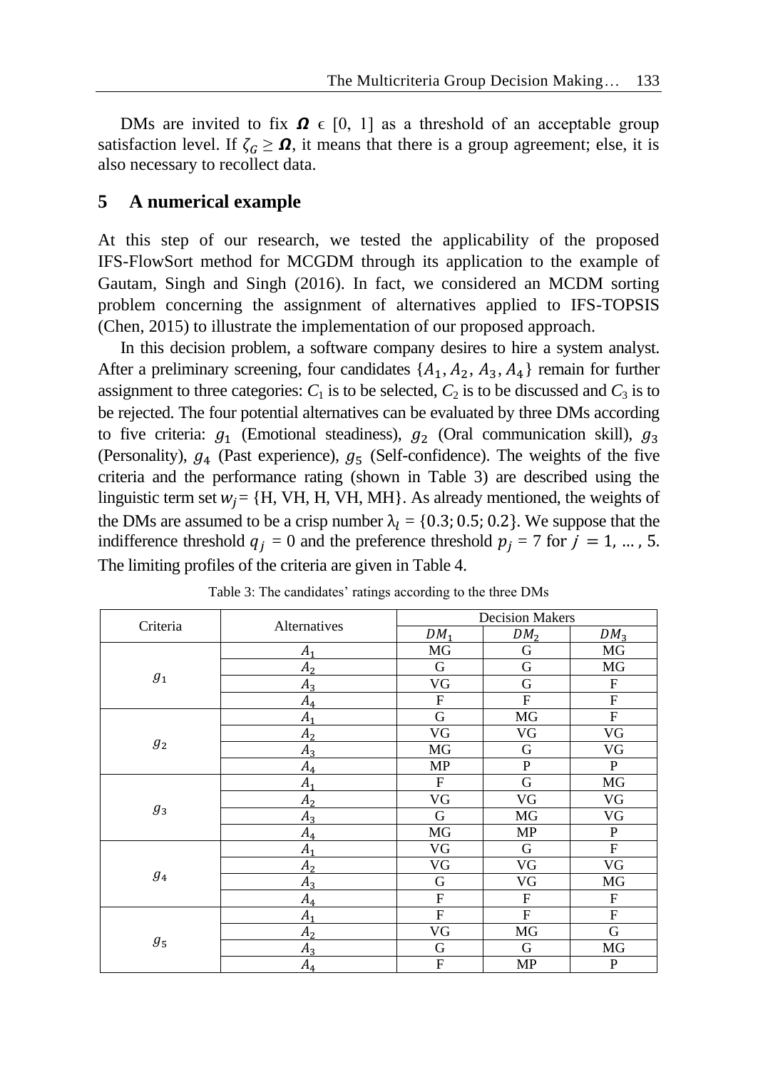DMs are invited to fix $\boldsymbol{\Omega} \in [0, 1]$ as a threshold of an acceptable group satisfaction level. If $\zeta_G \geq \boldsymbol{\Omega}$, it means that there is a group agreement; else, it is also necessary to recollect data.

## 5 A numerical example

At this step of our research, we tested the applicability of the proposed IFS-FlowSort method for MCGDM through its application to the example of Gautam, Singh and Singh (2016). In fact, we considered an MCDM sorting problem concerning the assignment of alternatives applied to IFS-TOPSIS (Chen, 2015) to illustrate the implementation of our proposed approach.

In this decision problem, a software company desires to hire a system analyst. After a preliminary screening, four candidates $\{A_1, A_2, A_3, A_4\}$ remain for further assignment to three categories: $C_1$ is to be selected, $C_2$ is to be discussed and $C_3$ is to be rejected. The four potential alternatives can be evaluated by three DMs according to five criteria: $g_1$ (Emotional steadiness), $g_2$ (Oral communication skill), $g_3$ (Personality), $g_4$ (Past experience), $g_5$ (Self-confidence). The weights of the five criteria and the performance rating (shown in Table 3) are described using the linguistic term set $w_j$ = {H, VH, H, VH, MH}. As already mentioned, the weights of the DMs are assumed to be a crisp number $\lambda_l = \{0.3; 0.5; 0.2\}$. We suppose that the indifference threshold $q_j = 0$ and the preference threshold $p_j = 7$ for $j = 1, \ldots, 5$. The limiting profiles of the criteria are given in Table 4.

Table 3: The candidates' ratings according to the three DMs

| Criteria | Alternatives | Decision Makers | | |
|---|---|---|---|---|
| | | $DM_1$ | $DM_2$ | $DM_3$ |
| $g_1$ | $A_1$ | MG | G | MG |
| | $A_2$ | G | G | MG |
| | $A_3$ | VG | G | F |
| | $A_4$ | F | F | F |
| $g_2$ | $A_1$ | G | MG | F |
| | $A_2$ | VG | VG | VG |
| | $A_3$ | MG | G | VG |
| | $A_4$ | MP | P | P |
| $g_3$ | $A_1$ | F | G | MG |
| | $A_2$ | VG | VG | VG |
| | $A_3$ | G | MG | VG |
| | $A_4$ | MG | MP | P |
| $g_4$ | $A_1$ | VG | G | F |
| | $A_2$ | VG | VG | VG |
| | $A_3$ | G | VG | MG |
| | $A_4$ | F | F | F |
| $g_5$ | $A_1$ | F | F | F |
| | $A_2$ | VG | MG | G |
| | $A_3$ | G | G | MG |
| | $A_4$ | F | MP | P |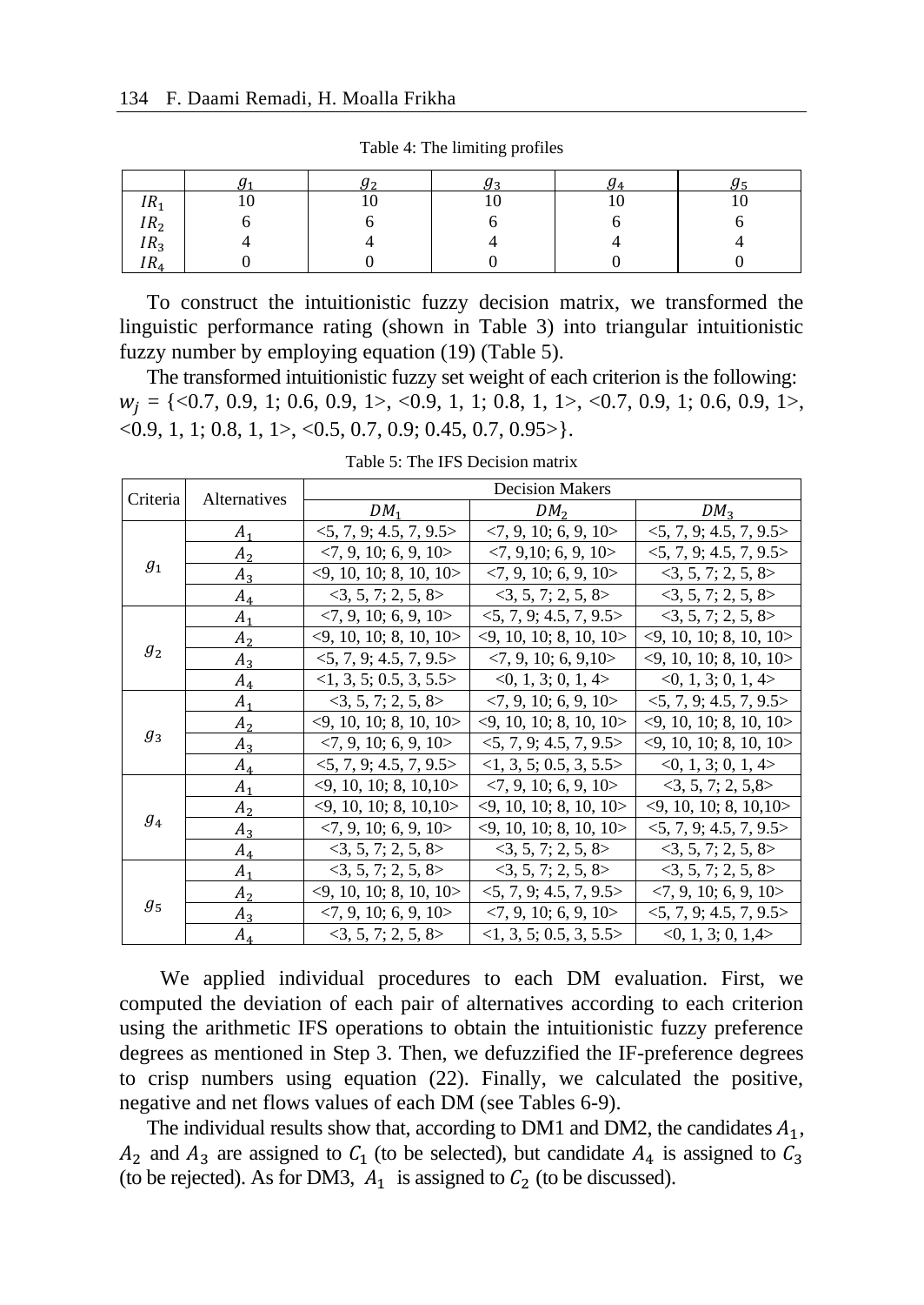Table 4: The limiting profiles

| | $g_1$ | $g_2$ | $g_3$ | $g_4$ | $g_5$ |
|---|---|---|---|---|---|
| $IR_1$ | 10 | 10 | 10 | 10 | 10 |
| $IR_2$ | 6 | 6 | 6 | 6 | 6 |
| $IR_3$ | 4 | 4 | 4 | 4 | 4 |
| $IR_4$ | 0 | 0 | 0 | 0 | 0 |

To construct the intuitionistic fuzzy decision matrix, we transformed the linguistic performance rating (shown in Table 3) into triangular intuitionistic fuzzy number by employing equation (19) (Table 5).

The transformed intuitionistic fuzzy set weight of each criterion is the following: $w_j$ = {<0.7, 0.9, 1; 0.6, 0.9, 1>, <0.9, 1, 1; 0.8, 1, 1>, <0.7, 0.9, 1; 0.6, 0.9, 1>, <0.9, 1, 1; 0.8, 1, 1>, <0.5, 0.7, 0.9; 0.45, 0.7, 0.95>}.

Table 5: The IFS Decision matrix

| Criteria | Alternatives | Decision Makers | | |
|---|---|---|---|---|
| | | $DM_1$ | $DM_2$ | $DM_3$ |
| $g_1$ | $A_1$ | <5, 7, 9; 4.5, 7, 9.5> | <7, 9, 10; 6, 9, 10> | <5, 7, 9; 4.5, 7, 9.5> |
| | $A_2$ | <7, 9, 10; 6, 9, 10> | <7, 9,10; 6, 9, 10> | <5, 7, 9; 4.5, 7, 9.5> |
| | $A_3$ | <9, 10, 10; 8, 10, 10> | <7, 9, 10; 6, 9, 10> | <3, 5, 7; 2, 5, 8> |
| | $A_4$ | <3, 5, 7; 2, 5, 8> | <3, 5, 7; 2, 5, 8> | <3, 5, 7; 2, 5, 8> |
| $g_2$ | $A_1$ | <7, 9, 10; 6, 9, 10> | <5, 7, 9; 4.5, 7, 9.5> | <3, 5, 7; 2, 5, 8> |
| | $A_2$ | <9, 10, 10; 8, 10, 10> | <9, 10, 10; 8, 10, 10> | <9, 10, 10; 8, 10, 10> |
| | $A_3$ | <5, 7, 9; 4.5, 7, 9.5> | <7, 9, 10; 6, 9,10> | <9, 10, 10; 8, 10, 10> |
| | $A_4$ | <1, 3, 5; 0.5, 3, 5.5> | <0, 1, 3; 0, 1, 4> | <0, 1, 3; 0, 1, 4> |
| $g_3$ | $A_1$ | <3, 5, 7; 2, 5, 8> | <7, 9, 10; 6, 9, 10> | <5, 7, 9; 4.5, 7, 9.5> |
| | $A_2$ | <9, 10, 10; 8, 10, 10> | <9, 10, 10; 8, 10, 10> | <9, 10, 10; 8, 10, 10> |
| | $A_3$ | <7, 9, 10; 6, 9, 10> | <5, 7, 9; 4.5, 7, 9.5> | <9, 10, 10; 8, 10, 10> |
| | $A_4$ | <5, 7, 9; 4.5, 7, 9.5> | <1, 3, 5; 0.5, 3, 5.5> | <0, 1, 3; 0, 1, 4> |
| $g_4$ | $A_1$ | <9, 10, 10; 8, 10,10> | <7, 9, 10; 6, 9, 10> | <3, 5, 7; 2, 5,8> |
| | $A_2$ | <9, 10, 10; 8, 10,10> | <9, 10, 10; 8, 10, 10> | <9, 10, 10; 8, 10,10> |
| | $A_3$ | <7, 9, 10; 6, 9, 10> | <9, 10, 10; 8, 10, 10> | <5, 7, 9; 4.5, 7, 9.5> |
| | $A_4$ | <3, 5, 7; 2, 5, 8> | <3, 5, 7; 2, 5, 8> | <3, 5, 7; 2, 5, 8> |
| $g_5$ | $A_1$ | <3, 5, 7; 2, 5, 8> | <3, 5, 7; 2, 5, 8> | <3, 5, 7; 2, 5, 8> |
| | $A_2$ | <9, 10, 10; 8, 10, 10> | <5, 7, 9; 4.5, 7, 9.5> | <7, 9, 10; 6, 9, 10> |
| | $A_3$ | <7, 9, 10; 6, 9, 10> | <7, 9, 10; 6, 9, 10> | <5, 7, 9; 4.5, 7, 9.5> |
| | $A_4$ | <3, 5, 7; 2, 5, 8> | <1, 3, 5; 0.5, 3, 5.5> | <0, 1, 3; 0, 1,4> |

We applied individual procedures to each DM evaluation. First, we computed the deviation of each pair of alternatives according to each criterion using the arithmetic IFS operations to obtain the intuitionistic fuzzy preference degrees as mentioned in Step 3. Then, we defuzzified the IF-preference degrees to crisp numbers using equation (22). Finally, we calculated the positive, negative and net flows values of each DM (see Tables 6-9).

The individual results show that, according to DM1 and DM2, the candidates $A_1$, $A_2$ and $A_3$ are assigned to $C_1$ (to be selected), but candidate $A_4$ is assigned to $C_3$ (to be rejected). As for DM3, $A_1$ is assigned to $C_2$ (to be discussed).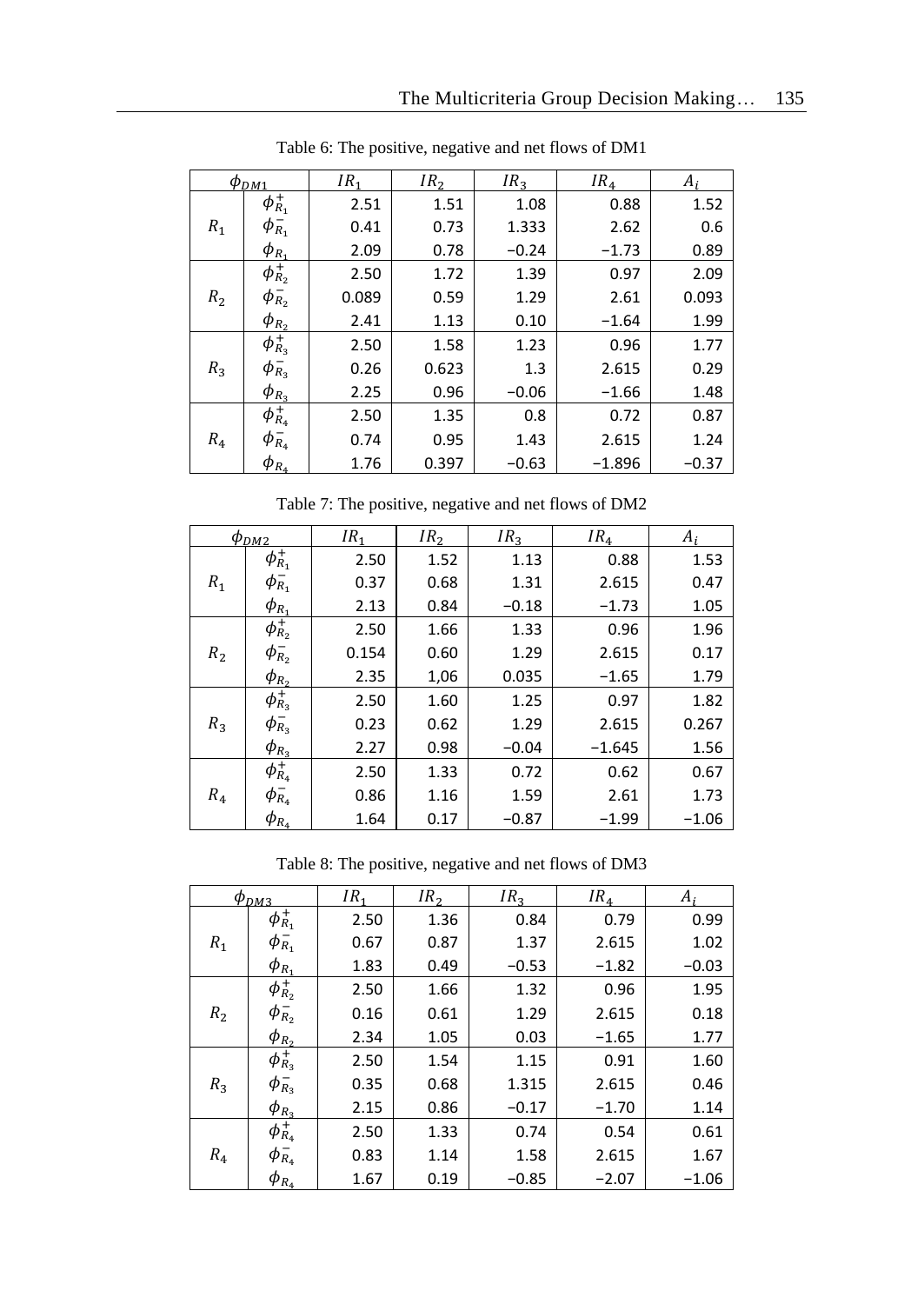Table 6: The positive, negative and net flows of DM1

| $\phi_{DM1}$ | | $IR_1$ | $IR_2$ | $IR_3$ | $IR_4$ | $A_i$ |
|---|---|---|---|---|---|---|
| $R_1$ | $\phi^+_{R_1}$ | 2.51 | 1.51 | 1.08 | 0.88 | 1.52 |
| | $\phi^-_{R_1}$ | 0.41 | 0.73 | 1.333 | 2.62 | 0.6 |
| | $\phi_{R_1}$ | 2.09 | 0.78 | −0.24 | −1.73 | 0.89 |
| $R_2$ | $\phi^+_{R_2}$ | 2.50 | 1.72 | 1.39 | 0.97 | 2.09 |
| | $\phi^-_{R_2}$ | 0.089 | 0.59 | 1.29 | 2.61 | 0.093 |
| | $\phi_{R_2}$ | 2.41 | 1.13 | 0.10 | −1.64 | 1.99 |
| $R_3$ | $\phi^+_{R_3}$ | 2.50 | 1.58 | 1.23 | 0.96 | 1.77 |
| | $\phi^-_{R_3}$ | 0.26 | 0.623 | 1.3 | 2.615 | 0.29 |
| | $\phi_{R_3}$ | 2.25 | 0.96 | −0.06 | −1.66 | 1.48 |
| $R_4$ | $\phi^+_{R_4}$ | 2.50 | 1.35 | 0.8 | 0.72 | 0.87 |
| | $\phi^-_{R_4}$ | 0.74 | 0.95 | 1.43 | 2.615 | 1.24 |
| | $\phi_{R_4}$ | 1.76 | 0.397 | −0.63 | −1.896 | −0.37 |

Table 7: The positive, negative and net flows of DM2

| $\phi_{DM2}$ | | $IR_1$ | $IR_2$ | $IR_3$ | $IR_4$ | $A_i$ |
|---|---|---|---|---|---|---|
| $R_1$ | $\phi^+_{R_1}$ | 2.50 | 1.52 | 1.13 | 0.88 | 1.53 |
| | $\phi^-_{R_1}$ | 0.37 | 0.68 | 1.31 | 2.615 | 0.47 |
| | $\phi_{R_1}$ | 2.13 | 0.84 | −0.18 | −1.73 | 1.05 |
| $R_2$ | $\phi^+_{R_2}$ | 2.50 | 1.66 | 1.33 | 0.96 | 1.96 |
| | $\phi^-_{R_2}$ | 0.154 | 0.60 | 1.29 | 2.615 | 0.17 |
| | $\phi_{R_2}$ | 2.35 | 1,06 | 0.035 | −1.65 | 1.79 |
| $R_3$ | $\phi^+_{R_3}$ | 2.50 | 1.60 | 1.25 | 0.97 | 1.82 |
| | $\phi^-_{R_3}$ | 0.23 | 0.62 | 1.29 | 2.615 | 0.267 |
| | $\phi_{R_3}$ | 2.27 | 0.98 | −0.04 | −1.645 | 1.56 |
| $R_4$ | $\phi^+_{R_4}$ | 2.50 | 1.33 | 0.72 | 0.62 | 0.67 |
| | $\phi^-_{R_4}$ | 0.86 | 1.16 | 1.59 | 2.61 | 1.73 |
| | $\phi_{R_4}$ | 1.64 | 0.17 | −0.87 | −1.99 | −1.06 |

Table 8: The positive, negative and net flows of DM3

| $\phi_{DM3}$ | | $IR_1$ | $IR_2$ | $IR_3$ | $IR_4$ | $A_i$ |
|---|---|---|---|---|---|---|
| $R_1$ | $\phi^+_{R_1}$ | 2.50 | 1.36 | 0.84 | 0.79 | 0.99 |
| | $\phi^-_{R_1}$ | 0.67 | 0.87 | 1.37 | 2.615 | 1.02 |
| | $\phi_{R_1}$ | 1.83 | 0.49 | −0.53 | −1.82 | −0.03 |
| $R_2$ | $\phi^+_{R_2}$ | 2.50 | 1.66 | 1.32 | 0.96 | 1.95 |
| | $\phi^-_{R_2}$ | 0.16 | 0.61 | 1.29 | 2.615 | 0.18 |
| | $\phi_{R_2}$ | 2.34 | 1.05 | 0.03 | −1.65 | 1.77 |
| $R_3$ | $\phi^+_{R_3}$ | 2.50 | 1.54 | 1.15 | 0.91 | 1.60 |
| | $\phi^-_{R_3}$ | 0.35 | 0.68 | 1.315 | 2.615 | 0.46 |
| | $\phi_{R_3}$ | 2.15 | 0.86 | −0.17 | −1.70 | 1.14 |
| $R_4$ | $\phi^+_{R_4}$ | 2.50 | 1.33 | 0.74 | 0.54 | 0.61 |
| | $\phi^-_{R_4}$ | 0.83 | 1.14 | 1.58 | 2.615 | 1.67 |
| | $\phi_{R_4}$ | 1.67 | 0.19 | −0.85 | −2.07 | −1.06 |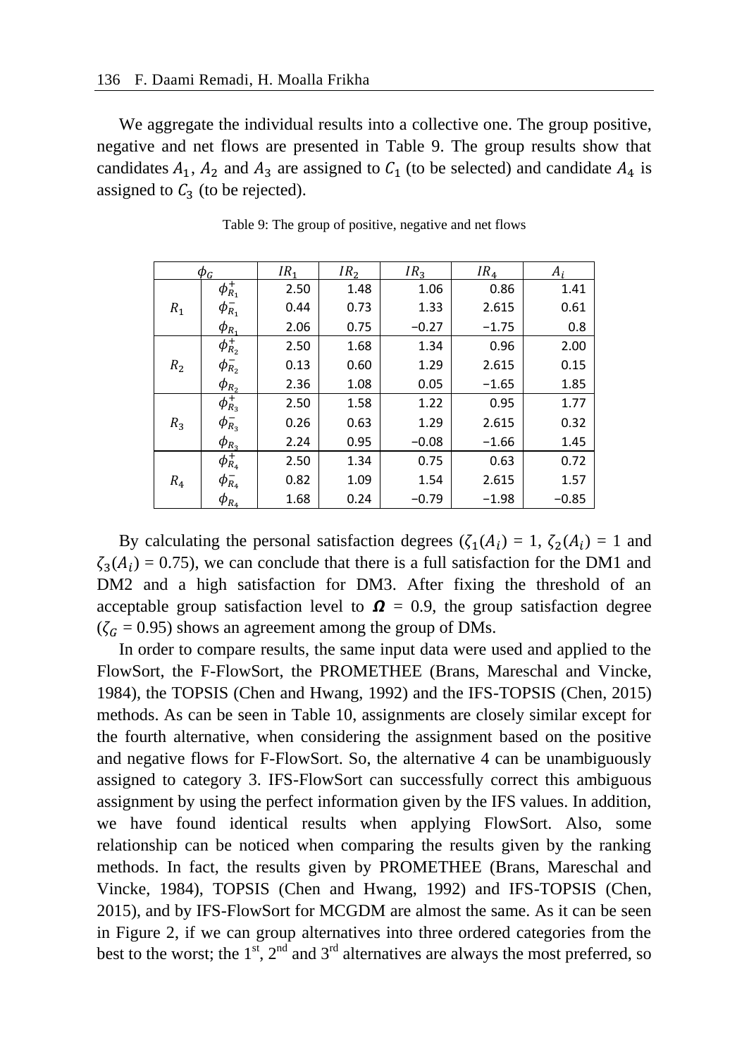We aggregate the individual results into a collective one. The group positive, negative and net flows are presented in Table 9. The group results show that candidates $A_1$, $A_2$ and $A_3$ are assigned to $C_1$ (to be selected) and candidate $A_4$ is assigned to $C_3$ (to be rejected).

Table 9: The group of positive, negative and net flows

| $\phi_G$ | | $IR_1$ | $IR_2$ | $IR_3$ | $IR_4$ | $A_i$ |
|---|---|---|---|---|---|---|
| $R_1$ | $\phi^+_{R_1}$ | 2.50 | 1.48 | 1.06 | 0.86 | 1.41 |
| | $\phi^-_{R_1}$ | 0.44 | 0.73 | 1.33 | 2.615 | 0.61 |
| | $\phi_{R_1}$ | 2.06 | 0.75 | −0.27 | −1.75 | 0.8 |
| $R_2$ | $\phi^+_{R_2}$ | 2.50 | 1.68 | 1.34 | 0.96 | 2.00 |
| | $\phi^-_{R_2}$ | 0.13 | 0.60 | 1.29 | 2.615 | 0.15 |
| | $\phi_{R_2}$ | 2.36 | 1.08 | 0.05 | −1.65 | 1.85 |
| $R_3$ | $\phi^+_{R_3}$ | 2.50 | 1.58 | 1.22 | 0.95 | 1.77 |
| | $\phi^-_{R_3}$ | 0.26 | 0.63 | 1.29 | 2.615 | 0.32 |
| | $\phi_{R_3}$ | 2.24 | 0.95 | −0.08 | −1.66 | 1.45 |
| $R_4$ | $\phi^+_{R_4}$ | 2.50 | 1.34 | 0.75 | 0.63 | 0.72 |
| | $\phi^-_{R_4}$ | 0.82 | 1.09 | 1.54 | 2.615 | 1.57 |
| | $\phi_{R_4}$ | 1.68 | 0.24 | −0.79 | −1.98 | −0.85 |

By calculating the personal satisfaction degrees ($\zeta_1(A_i)$ = 1, $\zeta_2(A_i)$ = 1 and $\zeta_3(A_i)$ = 0.75), we can conclude that there is a full satisfaction for the DM1 and DM2 and a high satisfaction for DM3. After fixing the threshold of an acceptable group satisfaction level to $\boldsymbol{\Omega}$ = 0.9, the group satisfaction degree ($\zeta_G$ = 0.95) shows an agreement among the group of DMs.

In order to compare results, the same input data were used and applied to the FlowSort, the F-FlowSort, the PROMETHEE (Brans, Mareschal and Vincke, 1984), the TOPSIS (Chen and Hwang, 1992) and the IFS-TOPSIS (Chen, 2015) methods. As can be seen in Table 10, assignments are closely similar except for the fourth alternative, when considering the assignment based on the positive and negative flows for F-FlowSort. So, the alternative 4 can be unambiguously assigned to category 3. IFS-FlowSort can successfully correct this ambiguous assignment by using the perfect information given by the IFS values. In addition, we have found identical results when applying FlowSort. Also, some relationship can be noticed when comparing the results given by the ranking methods. In fact, the results given by PROMETHEE (Brans, Mareschal and Vincke, 1984), TOPSIS (Chen and Hwang, 1992) and IFS-TOPSIS (Chen, 2015), and by IFS-FlowSort for MCGDM are almost the same. As it can be seen in Figure 2, if we can group alternatives into three ordered categories from the best to the worst; the 1st, 2nd and 3rd alternatives are always the most preferred, so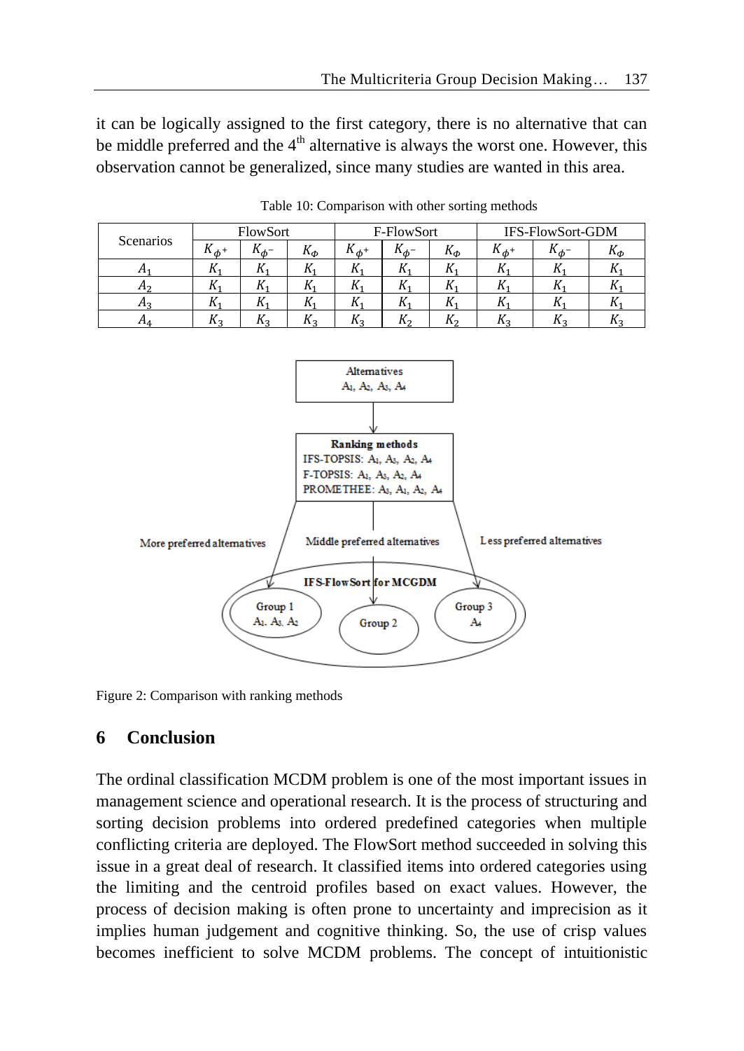it can be logically assigned to the first category, there is no alternative that can be middle preferred and the 4th alternative is always the worst one. However, this observation cannot be generalized, since many studies are wanted in this area.

Table 10: Comparison with other sorting methods

| Scenarios | FlowSort | | | F-FlowSort | | | IFS-FlowSort-GDM | | |
|---|---|---|---|---|---|---|---|---|---|
| | $K_{\phi^+}$ | $K_{\phi^-}$ | $K_{\Phi}$ | $K_{\phi^+}$ | $K_{\phi^-}$ | $K_{\Phi}$ | $K_{\phi^+}$ | $K_{\phi^-}$ | $K_{\Phi}$ |
| $A_1$ | $K_1$ | $K_1$ | $K_1$ | $K_1$ | $K_1$ | $K_1$ | $K_1$ | $K_1$ | $K_1$ |
| $A_2$ | $K_1$ | $K_1$ | $K_1$ | $K_1$ | $K_1$ | $K_1$ | $K_1$ | $K_1$ | $K_1$ |
| $A_3$ | $K_1$ | $K_1$ | $K_1$ | $K_1$ | $K_1$ | $K_1$ | $K_1$ | $K_1$ | $K_1$ |
| $A_4$ | $K_3$ | $K_3$ | $K_3$ | $K_3$ | $K_2$ | $K_2$ | $K_3$ | $K_3$ | $K_3$ |

Figure 2: Comparison with ranking methods

## 6 Conclusion

The ordinal classification MCDM problem is one of the most important issues in management science and operational research. It is the process of structuring and sorting decision problems into ordered predefined categories when multiple conflicting criteria are deployed. The FlowSort method succeeded in solving this issue in a great deal of research. It classified items into ordered categories using the limiting and the centroid profiles based on exact values. However, the process of decision making is often prone to uncertainty and imprecision as it implies human judgement and cognitive thinking. So, the use of crisp values becomes inefficient to solve MCDM problems. The concept of intuitionistic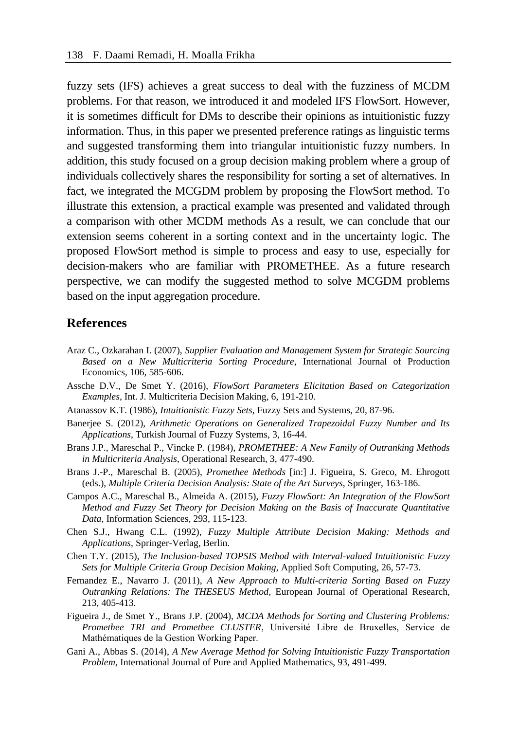fuzzy sets (IFS) achieves a great success to deal with the fuzziness of MCDM problems. For that reason, we introduced it and modeled IFS FlowSort. However, it is sometimes difficult for DMs to describe their opinions as intuitionistic fuzzy information. Thus, in this paper we presented preference ratings as linguistic terms and suggested transforming them into triangular intuitionistic fuzzy numbers. In addition, this study focused on a group decision making problem where a group of individuals collectively shares the responsibility for sorting a set of alternatives. In fact, we integrated the MCGDM problem by proposing the FlowSort method. To illustrate this extension, a practical example was presented and validated through a comparison with other MCDM methods As a result, we can conclude that our extension seems coherent in a sorting context and in the uncertainty logic. The proposed FlowSort method is simple to process and easy to use, especially for decision-makers who are familiar with PROMETHEE. As a future research perspective, we can modify the suggested method to solve MCGDM problems based on the input aggregation procedure.

## References

Araz C., Ozkarahan I. (2007), *Supplier Evaluation and Management System for Strategic Sourcing Based on a New Multicriteria Sorting Procedure*, International Journal of Production Economics, 106, 585-606.

Assche D.V., De Smet Y. (2016), *FlowSort Parameters Elicitation Based on Categorization Examples*, Int. J. Multicriteria Decision Making, 6, 191-210.

Atanassov K.T. (1986), *Intuitionistic Fuzzy Sets*, Fuzzy Sets and Systems, 20, 87-96.

Banerjee S. (2012), *Arithmetic Operations on Generalized Trapezoidal Fuzzy Number and Its Applications*, Turkish Journal of Fuzzy Systems, 3, 16-44.

Brans J.P., Mareschal P., Vincke P. (1984), *PROMETHEE: A New Family of Outranking Methods in Multicriteria Analysis*, Operational Research, 3, 477-490.

Brans J.-P., Mareschal B. (2005), *Promethee Methods* [in:] J. Figueira, S. Greco, M. Ehrogott (eds.), *Multiple Criteria Decision Analysis: State of the Art Surveys*, Springer, 163-186.

Campos A.C., Mareschal B., Almeida A. (2015), *Fuzzy FlowSort: An Integration of the FlowSort Method and Fuzzy Set Theory for Decision Making on the Basis of Inaccurate Quantitative Data*, Information Sciences, 293, 115-123.

Chen S.J., Hwang C.L. (1992), *Fuzzy Multiple Attribute Decision Making: Methods and Applications*, Springer-Verlag, Berlin.

Chen T.Y. (2015), *The Inclusion-based TOPSIS Method with Interval-valued Intuitionistic Fuzzy Sets for Multiple Criteria Group Decision Making*, Applied Soft Computing, 26, 57-73.

Fernandez E., Navarro J. (2011), *A New Approach to Multi-criteria Sorting Based on Fuzzy Outranking Relations: The THESEUS Method*, European Journal of Operational Research, 213, 405-413.

Figueira J., de Smet Y., Brans J.P. (2004), *MCDA Methods for Sorting and Clustering Problems: Promethee TRI and Promethee CLUSTER*, Université Libre de Bruxelles, Service de Mathématiques de la Gestion Working Paper.

Gani A., Abbas S. (2014), *A New Average Method for Solving Intuitionistic Fuzzy Transportation Problem*, International Journal of Pure and Applied Mathematics, 93, 491-499.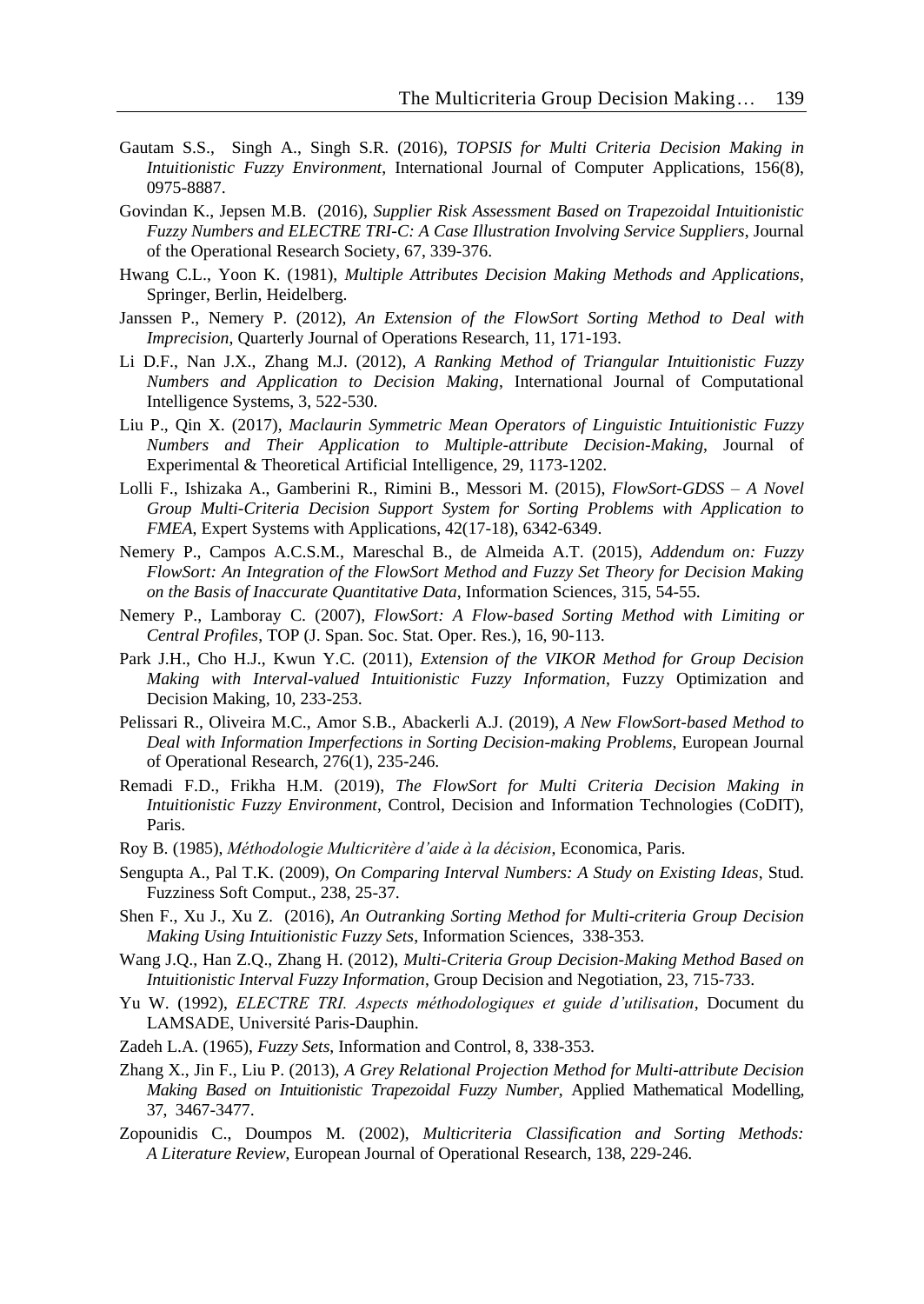Gautam S.S., Singh A., Singh S.R. (2016), *TOPSIS for Multi Criteria Decision Making in Intuitionistic Fuzzy Environment*, International Journal of Computer Applications, 156(8), 0975-8887.

Govindan K., Jepsen M.B. (2016), *Supplier Risk Assessment Based on Trapezoidal Intuitionistic Fuzzy Numbers and ELECTRE TRI-C: A Case Illustration Involving Service Suppliers*, Journal of the Operational Research Society, 67, 339-376.

Hwang C.L., Yoon K. (1981), *Multiple Attributes Decision Making Methods and Applications*, Springer, Berlin, Heidelberg.

Janssen P., Nemery P. (2012), *An Extension of the FlowSort Sorting Method to Deal with Imprecision*, Quarterly Journal of Operations Research, 11, 171-193.

Li D.F., Nan J.X., Zhang M.J. (2012), *A Ranking Method of Triangular Intuitionistic Fuzzy Numbers and Application to Decision Making*, International Journal of Computational Intelligence Systems, 3, 522-530.

Liu P., Qin X. (2017), *Maclaurin Symmetric Mean Operators of Linguistic Intuitionistic Fuzzy Numbers and Their Application to Multiple-attribute Decision-Making*, Journal of Experimental & Theoretical Artificial Intelligence, 29, 1173-1202.

Lolli F., Ishizaka A., Gamberini R., Rimini B., Messori M. (2015), *FlowSort-GDSS – A Novel Group Multi-Criteria Decision Support System for Sorting Problems with Application to FMEA*, Expert Systems with Applications, 42(17-18), 6342-6349.

Nemery P., Campos A.C.S.M., Mareschal B., de Almeida A.T. (2015), *Addendum on: Fuzzy FlowSort: An Integration of the FlowSort Method and Fuzzy Set Theory for Decision Making on the Basis of Inaccurate Quantitative Data*, Information Sciences, 315, 54-55.

Nemery P., Lamboray C. (2007), *FlowSort: A Flow-based Sorting Method with Limiting or Central Profiles*, TOP (J. Span. Soc. Stat. Oper. Res.), 16, 90-113.

Park J.H., Cho H.J., Kwun Y.C. (2011), *Extension of the VIKOR Method for Group Decision Making with Interval-valued Intuitionistic Fuzzy Information*, Fuzzy Optimization and Decision Making, 10, 233-253.

Pelissari R., Oliveira M.C., Amor S.B., Abackerli A.J. (2019), *A New FlowSort-based Method to Deal with Information Imperfections in Sorting Decision-making Problems*, European Journal of Operational Research, 276(1), 235-246.

Remadi F.D., Frikha H.M. (2019), *The FlowSort for Multi Criteria Decision Making in Intuitionistic Fuzzy Environment*, Control, Decision and Information Technologies (CoDIT), Paris.

Roy B. (1985), *Méthodologie Multicritère d'aide à la décision*, Economica, Paris.

Sengupta A., Pal T.K. (2009), *On Comparing Interval Numbers: A Study on Existing Ideas*, Stud. Fuzziness Soft Comput., 238, 25-37.

Shen F., Xu J., Xu Z. (2016), *An Outranking Sorting Method for Multi-criteria Group Decision Making Using Intuitionistic Fuzzy Sets*, Information Sciences, 338-353.

Wang J.Q., Han Z.Q., Zhang H. (2012), *Multi-Criteria Group Decision-Making Method Based on Intuitionistic Interval Fuzzy Information*, Group Decision and Negotiation, 23, 715-733.

Yu W. (1992), *ELECTRE TRI. Aspects méthodologiques et guide d'utilisation*, Document du LAMSADE, Université Paris-Dauphin.

Zadeh L.A. (1965), *Fuzzy Sets*, Information and Control, 8, 338-353.

Zhang X., Jin F., Liu P. (2013), *A Grey Relational Projection Method for Multi-attribute Decision Making Based on Intuitionistic Trapezoidal Fuzzy Number*, Applied Mathematical Modelling, 37, 3467-3477.

Zopounidis C., Doumpos M. (2002), *Multicriteria Classification and Sorting Methods: A Literature Review*, European Journal of Operational Research, 138, 229-246.